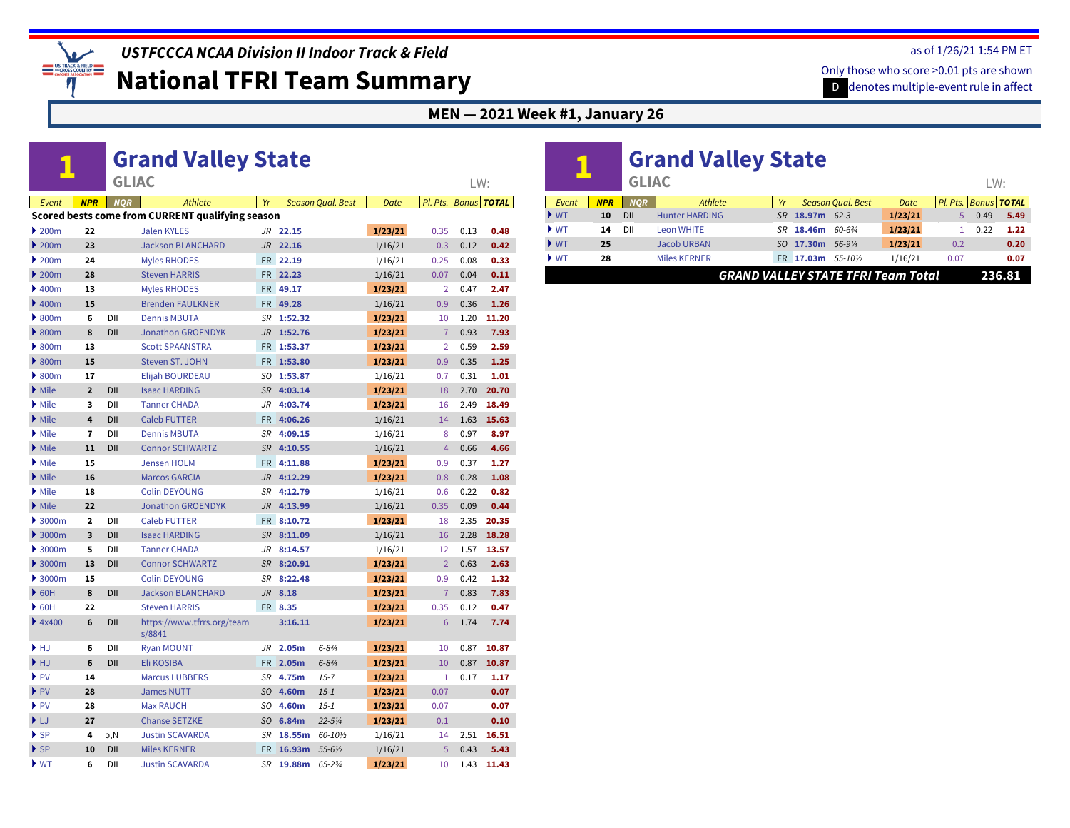# USTFCCCA NCAA Division II Indoor Track & Field

# National TFRI Team Summary

as of 1/26/21 1:54 PM ET

Only those who score >0.01 pts are shown

D denotes multiple-event rule in affect

## MEN — 2021 Week #1, January 26

## 1 Grand Valley State

GLIAC

LW:

| Event | NPR | NQR | Athlete | Yr | Season Qual. Best | | Date | Pl. Pts. | Bonus | TOTAL |
|---|---|---|---|---|---|---|---|---|---|---|
| Scored bests come from CURRENT qualifying season | | | | | | | | | | |
| 200m | 22 | | Jalen KYLES | JR | 22.15 | | 1/23/21 | 0.35 | 0.13 | 0.48 |
| 200m | 23 | | Jackson BLANCHARD | JR | 22.16 | | 1/16/21 | 0.3 | 0.12 | 0.42 |
| 200m | 24 | | Myles RHODES | FR | 22.19 | | 1/16/21 | 0.25 | 0.08 | 0.33 |
| 200m | 28 | | Steven HARRIS | FR | 22.23 | | 1/16/21 | 0.07 | 0.04 | 0.11 |
| 400m | 13 | | Myles RHODES | FR | 49.17 | | 1/23/21 | 2 | 0.47 | 2.47 |
| 400m | 15 | | Brenden FAULKNER | FR | 49.28 | | 1/16/21 | 0.9 | 0.36 | 1.26 |
| 800m | 6 | DII | Dennis MBUTA | SR | 1:52.32 | | 1/23/21 | 10 | 1.20 | 11.20 |
| 800m | 8 | DII | Jonathon GROENDYK | JR | 1:52.76 | | 1/23/21 | 7 | 0.93 | 7.93 |
| 800m | 13 | | Scott SPAANSTRA | FR | 1:53.37 | | 1/23/21 | 2 | 0.59 | 2.59 |
| 800m | 15 | | Steven ST. JOHN | FR | 1:53.80 | | 1/23/21 | 0.9 | 0.35 | 1.25 |
| 800m | 17 | | Elijah BOURDEAU | SO | 1:53.87 | | 1/16/21 | 0.7 | 0.31 | 1.01 |
| Mile | 2 | DII | Isaac HARDING | SR | 4:03.14 | | 1/23/21 | 18 | 2.70 | 20.70 |
| Mile | 3 | DII | Tanner CHADA | JR | 4:03.74 | | 1/23/21 | 16 | 2.49 | 18.49 |
| Mile | 4 | DII | Caleb FUTTER | FR | 4:06.26 | | 1/16/21 | 14 | 1.63 | 15.63 |
| Mile | 7 | DII | Dennis MBUTA | SR | 4:09.15 | | 1/16/21 | 8 | 0.97 | 8.97 |
| Mile | 11 | DII | Connor SCHWARTZ | SR | 4:10.55 | | 1/16/21 | 4 | 0.66 | 4.66 |
| Mile | 15 | | Jensen HOLM | FR | 4:11.88 | | 1/23/21 | 0.9 | 0.37 | 1.27 |
| Mile | 16 | | Marcos GARCIA | JR | 4:12.29 | | 1/23/21 | 0.8 | 0.28 | 1.08 |
| Mile | 18 | | Colin DEYOUNG | SR | 4:12.79 | | 1/16/21 | 0.6 | 0.22 | 0.82 |
| Mile | 22 | | Jonathon GROENDYK | JR | 4:13.99 | | 1/16/21 | 0.35 | 0.09 | 0.44 |
| 3000m | 2 | DII | Caleb FUTTER | FR | 8:10.72 | | 1/23/21 | 18 | 2.35 | 20.35 |
| 3000m | 3 | DII | Isaac HARDING | SR | 8:11.09 | | 1/16/21 | 16 | 2.28 | 18.28 |
| 3000m | 5 | DII | Tanner CHADA | JR | 8:14.57 | | 1/16/21 | 12 | 1.57 | 13.57 |
| 3000m | 13 | DII | Connor SCHWARTZ | SR | 8:20.91 | | 1/23/21 | 2 | 0.63 | 2.63 |
| 3000m | 15 | | Colin DEYOUNG | SR | 8:22.48 | | 1/23/21 | 0.9 | 0.42 | 1.32 |
| 60H | 8 | DII | Jackson BLANCHARD | JR | 8.18 | | 1/23/21 | 7 | 0.83 | 7.83 |
| 60H | 22 | | Steven HARRIS | FR | 8.35 | | 1/23/21 | 0.35 | 0.12 | 0.47 |
| 4x400 | 6 | DII | https://www.tfrrs.org/teams/8841 | | 3:16.11 | | 1/23/21 | 6 | 1.74 | 7.74 |
| HJ | 6 | DII | Ryan MOUNT | JR | 2.05m | 6-8¾ | 1/23/21 | 10 | 0.87 | 10.87 |
| HJ | 6 | DII | Eli KOSIBA | FR | 2.05m | 6-8¾ | 1/23/21 | 10 | 0.87 | 10.87 |
| PV | 14 | | Marcus LUBBERS | SR | 4.75m | 15-7 | 1/23/21 | 1 | 0.17 | 1.17 |
| PV | 28 | | James NUTT | SO | 4.60m | 15-1 | 1/23/21 | 0.07 | | 0.07 |
| PV | 28 | | Max RAUCH | SO | 4.60m | 15-1 | 1/23/21 | 0.07 | | 0.07 |
| LJ | 27 | | Chanse SETZKE | SO | 6.84m | 22-5¼ | 1/23/21 | 0.1 | | 0.10 |
| SP | 4 | ↄ,N | Justin SCAVARDA | SR | 18.55m | 60-10½ | 1/16/21 | 14 | 2.51 | 16.51 |
| SP | 10 | DII | Miles KERNER | FR | 16.93m | 55-6½ | 1/16/21 | 5 | 0.43 | 5.43 |
| WT | 6 | DII | Justin SCAVARDA | SR | 19.88m | 65-2¾ | 1/23/21 | 10 | 1.43 | 11.43 |
| WT | 10 | DII | Hunter HARDING | SR | 18.97m | 62-3 | 1/23/21 | 5 | 0.49 | 5.49 |
| WT | 14 | DII | Leon WHITE | SR | 18.46m | 60-6¾ | 1/23/21 | 1 | 0.22 | 1.22 |
| WT | 25 | | Jacob URBAN | SO | 17.30m | 56-9¼ | 1/23/21 | 0.2 | | 0.20 |
| WT | 28 | | Miles KERNER | FR | 17.03m | 55-10½ | 1/16/21 | 0.07 | | 0.07 |
| **GRAND VALLEY STATE TFRI Team Total** | | | | | | | | | | **236.81** |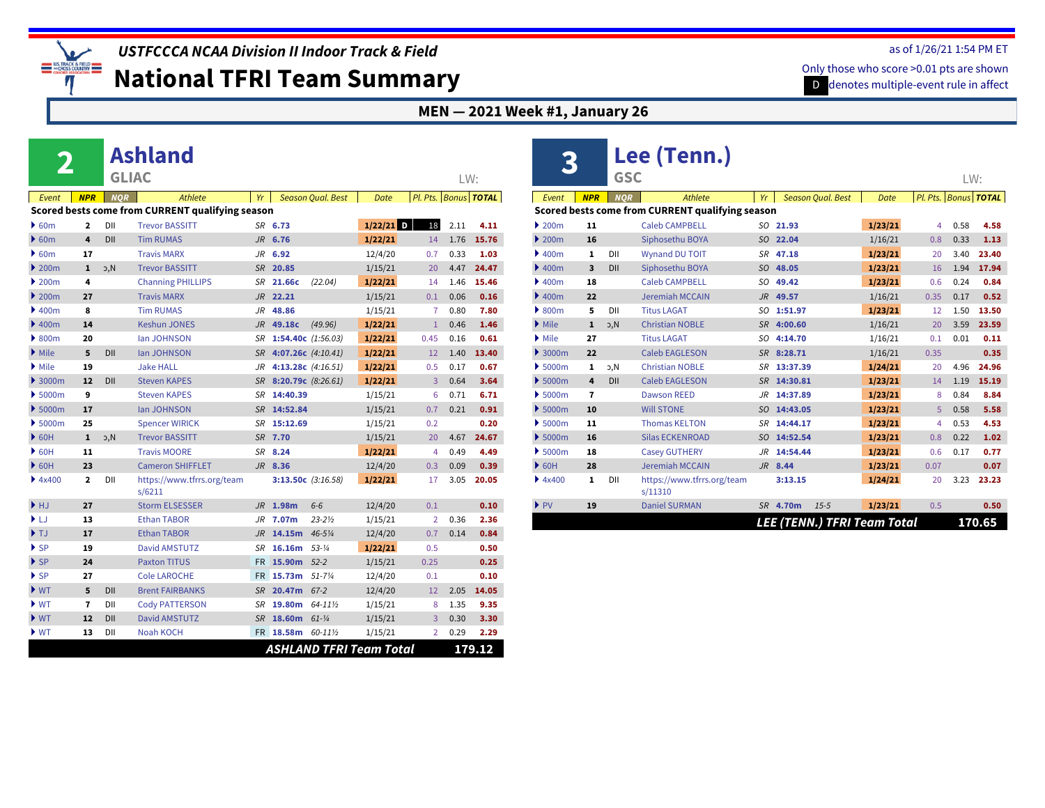## USTFCCCA NCAA Division II Indoor Track & Field

# National TFRI Team Summary

as of 1/26/21 1:54 PM ET

Only those who score >0.01 pts are shown

D denotes multiple-event rule in affect

### MEN — 2021 Week #1, January 26

## 2 Ashland

GLIAC

LW:

| Event | NPR | NQR | Athlete | Yr | Season Qual. Best | | Date | Pl. Pts. | Bonus | TOTAL |
|---|---|---|---|---|---|---|---|---|---|---|
| **Scored bests come from CURRENT qualifying season** | | | | | | | | | | |
| 60m | 2 | DII | Trevor BASSITT | SR | 6.73 | | 1/22/21 D | 18 | 2.11 | 4.11 |
| 60m | 4 | DII | Tim RUMAS | JR | 6.76 | | 1/22/21 | 14 | 1.76 | 15.76 |
| 60m | 17 | | Travis MARX | JR | 6.92 | | 12/4/20 | 0.7 | 0.33 | 1.03 |
| 200m | 1 | ↄ,N | Trevor BASSITT | SR | 20.85 | | 1/15/21 | 20 | 4.47 | 24.47 |
| 200m | 4 | | Channing PHILLIPS | SR | 21.66c | (22.04) | 1/22/21 | 14 | 1.46 | 15.46 |
| 200m | 27 | | Travis MARX | JR | 22.21 | | 1/15/21 | 0.1 | 0.06 | 0.16 |
| 400m | 8 | | Tim RUMAS | JR | 48.86 | | 1/15/21 | 7 | 0.80 | 7.80 |
| 400m | 14 | | Keshun JONES | JR | 49.18c | (49.96) | 1/22/21 | 1 | 0.46 | 1.46 |
| 800m | 20 | | Ian JOHNSON | SR | 1:54.40c | (1:56.03) | 1/22/21 | 0.45 | 0.16 | 0.61 |
| Mile | 5 | DII | Ian JOHNSON | SR | 4:07.26c | (4:10.41) | 1/22/21 | 12 | 1.40 | 13.40 |
| Mile | 19 | | Jake HALL | JR | 4:13.28c | (4:16.51) | 1/22/21 | 0.5 | 0.17 | 0.67 |
| 3000m | 12 | DII | Steven KAPES | SR | 8:20.79c | (8:26.61) | 1/22/21 | 3 | 0.64 | 3.64 |
| 5000m | 9 | | Steven KAPES | SR | 14:40.39 | | 1/15/21 | 6 | 0.71 | 6.71 |
| 5000m | 17 | | Ian JOHNSON | SR | 14:52.84 | | 1/15/21 | 0.7 | 0.21 | 0.91 |
| 5000m | 25 | | Spencer WIRICK | SR | 15:12.69 | | 1/15/21 | 0.2 | | 0.20 |
| 60H | 1 | ↄ,N | Trevor BASSITT | SR | 7.70 | | 1/15/21 | 20 | 4.67 | 24.67 |
| 60H | 11 | | Travis MOORE | SR | 8.24 | | 1/22/21 | 4 | 0.49 | 4.49 |
| 60H | 23 | | Cameron SHIFFLET | JR | 8.36 | | 12/4/20 | 0.3 | 0.09 | 0.39 |
| 4x400 | 2 | DII | https://www.tfrrs.org/teams/6211 | | 3:13.50c | (3:16.58) | 1/22/21 | 17 | 3.05 | 20.05 |
| HJ | 27 | | Storm ELSESSER | JR | 1.98m | 6-6 | 12/4/20 | 0.1 | | 0.10 |
| LJ | 13 | | Ethan TABOR | JR | 7.07m | 23-2½ | 1/15/21 | 2 | 0.36 | 2.36 |
| TJ | 17 | | Ethan TABOR | JR | 14.15m | 46-5¼ | 12/4/20 | 0.7 | 0.14 | 0.84 |
| SP | 19 | | David AMSTUTZ | SR | 16.16m | 53-¼ | 1/22/21 | 0.5 | | 0.50 |
| SP | 24 | | Paxton TITUS | FR | 15.90m | 52-2 | 1/15/21 | 0.25 | | 0.25 |
| SP | 27 | | Cole LAROCHE | FR | 15.73m | 51-7¼ | 12/4/20 | 0.1 | | 0.10 |
| WT | 5 | DII | Brent FAIRBANKS | SR | 20.47m | 67-2 | 12/4/20 | 12 | 2.05 | 14.05 |
| WT | 7 | DII | Cody PATTERSON | SR | 19.80m | 64-11½ | 1/15/21 | 8 | 1.35 | 9.35 |
| WT | 12 | DII | David AMSTUTZ | SR | 18.60m | 61-¼ | 1/15/21 | 3 | 0.30 | 3.30 |
| WT | 13 | DII | Noah KOCH | FR | 18.58m | 60-11½ | 1/15/21 | 2 | 0.29 | 2.29 |
| **ASHLAND TFRI Team Total** | | | | | | | | | | **179.12** |

## 3 Lee (Tenn.)

GSC

LW:

| Event | NPR | NQR | Athlete | Yr | Season Qual. Best | | Date | Pl. Pts. | Bonus | TOTAL |
|---|---|---|---|---|---|---|---|---|---|---|
| **Scored bests come from CURRENT qualifying season** | | | | | | | | | | |
| 200m | 11 | | Caleb CAMPBELL | SO | 21.93 | | 1/23/21 | 4 | 0.58 | 4.58 |
| 200m | 16 | | Siphosethu BOYA | SO | 22.04 | | 1/16/21 | 0.8 | 0.33 | 1.13 |
| 400m | 1 | DII | Wynand DU TOIT | SR | 47.18 | | 1/23/21 | 20 | 3.40 | 23.40 |
| 400m | 3 | DII | Siphosethu BOYA | SO | 48.05 | | 1/23/21 | 16 | 1.94 | 17.94 |
| 400m | 18 | | Caleb CAMPBELL | SO | 49.42 | | 1/23/21 | 0.6 | 0.24 | 0.84 |
| 400m | 22 | | Jeremiah MCCAIN | JR | 49.57 | | 1/16/21 | 0.35 | 0.17 | 0.52 |
| 800m | 5 | DII | Titus LAGAT | SO | 1:51.97 | | 1/23/21 | 12 | 1.50 | 13.50 |
| Mile | 1 | ↄ,N | Christian NOBLE | SR | 4:00.60 | | 1/16/21 | 20 | 3.59 | 23.59 |
| Mile | 27 | | Titus LAGAT | SO | 4:14.70 | | 1/16/21 | 0.1 | 0.01 | 0.11 |
| 3000m | 22 | | Caleb EAGLESON | SR | 8:28.71 | | 1/16/21 | 0.35 | | 0.35 |
| 5000m | 1 | ↄ,N | Christian NOBLE | SR | 13:37.39 | | 1/24/21 | 20 | 4.96 | 24.96 |
| 5000m | 4 | DII | Caleb EAGLESON | SR | 14:30.81 | | 1/23/21 | 14 | 1.19 | 15.19 |
| 5000m | 7 | | Dawson REED | JR | 14:37.89 | | 1/23/21 | 8 | 0.84 | 8.84 |
| 5000m | 10 | | Will STONE | SO | 14:43.05 | | 1/23/21 | 5 | 0.58 | 5.58 |
| 5000m | 11 | | Thomas KELTON | SR | 14:44.17 | | 1/23/21 | 4 | 0.53 | 4.53 |
| 5000m | 16 | | Silas ECKENROAD | SO | 14:52.54 | | 1/23/21 | 0.8 | 0.22 | 1.02 |
| 5000m | 18 | | Casey GUTHERY | JR | 14:54.44 | | 1/23/21 | 0.6 | 0.17 | 0.77 |
| 60H | 28 | | Jeremiah MCCAIN | JR | 8.44 | | 1/23/21 | 0.07 | | 0.07 |
| 4x400 | 1 | DII | https://www.tfrrs.org/teams/11310 | | 3:13.15 | | 1/24/21 | 20 | 3.23 | 23.23 |
| PV | 19 | | Daniel SURMAN | SR | 4.70m | 15-5 | 1/23/21 | 0.5 | | 0.50 |
| **LEE (TENN.) TFRI Team Total** | | | | | | | | | | **170.65** |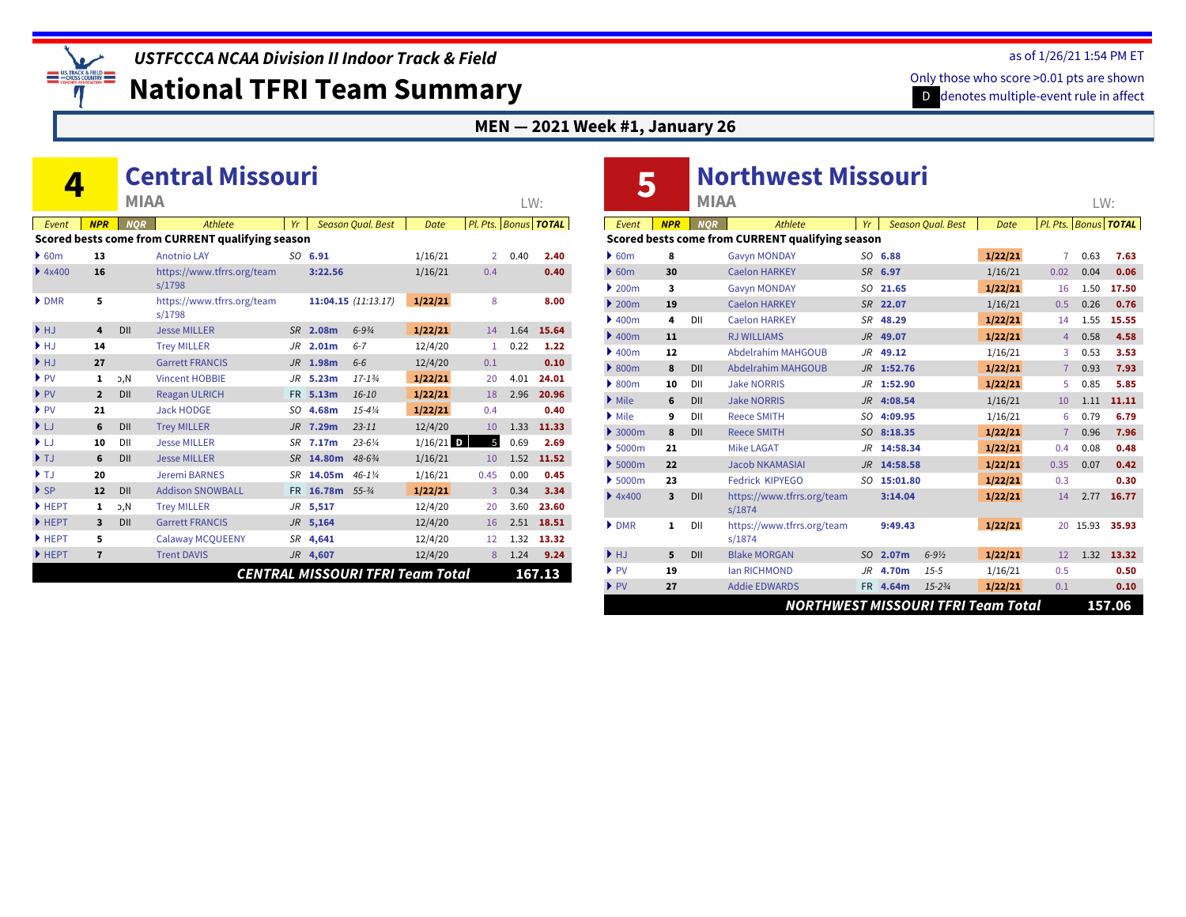## USTFCCCA NCAA Division II Indoor Track & Field

# National TFRI Team Summary

as of 1/26/21 1:54 PM ET

Only those who score >0.01 pts are shown

D denotes multiple-event rule in affect

### MEN — 2021 Week #1, January 26

## 4 Central Missouri

MIAA

LW:

| Event | NPR | NQR | Athlete | Yr | Season Qual. Best | | Date | Pl. Pts. | Bonus | TOTAL |
|---|---|---|---|---|---|---|---|---|---|---|
| **Scored bests come from CURRENT qualifying season** | | | | | | | | | | |
| 60m | 13 | | Anotnio LAY | SO | 6.91 | | 1/16/21 | 2 | 0.40 | 2.40 |
| 4x400 | 16 | | https://www.tfrrs.org/teams/1798 | | 3:22.56 | | 1/16/21 | 0.4 | | 0.40 |
| DMR | 5 | | https://www.tfrrs.org/teams/1798 | | 11:04.15 (11:13.17) | | 1/22/21 | 8 | | 8.00 |
| HJ | 4 | DII | Jesse MILLER | SR | 2.08m | 6-9¾ | 1/22/21 | 14 | 1.64 | 15.64 |
| HJ | 14 | | Trey MILLER | JR | 2.01m | 6-7 | 12/4/20 | 1 | 0.22 | 1.22 |
| HJ | 27 | | Garrett FRANCIS | JR | 1.98m | 6-6 | 12/4/20 | 0.1 | | 0.10 |
| PV | 1 | ɔ,N | Vincent HOBBIE | JR | 5.23m | 17-1¾ | 1/22/21 | 20 | 4.01 | 24.01 |
| PV | 2 | DII | Reagan ULRICH | FR | 5.13m | 16-10 | 1/22/21 | 18 | 2.96 | 20.96 |
| PV | 21 | | Jack HODGE | SO | 4.68m | 15-4¼ | 1/22/21 | 0.4 | | 0.40 |
| LJ | 6 | DII | Trey MILLER | JR | 7.29m | 23-11 | 12/4/20 | 10 | 1.33 | 11.33 |
| LJ | 10 | DII | Jesse MILLER | SR | 7.17m | 23-6¼ | 1/16/21 D | 5 | 0.69 | 2.69 |
| TJ | 6 | DII | Jesse MILLER | SR | 14.80m | 48-6¾ | 1/16/21 | 10 | 1.52 | 11.52 |
| TJ | 20 | | Jeremi BARNES | SR | 14.05m | 46-1¼ | 1/16/21 | 0.45 | 0.00 | 0.45 |
| SP | 12 | DII | Addison SNOWBALL | FR | 16.78m | 55-¾ | 1/22/21 | 3 | 0.34 | 3.34 |
| HEPT | 1 | ɔ,N | Trey MILLER | JR | 5,517 | | 12/4/20 | 20 | 3.60 | 23.60 |
| HEPT | 3 | DII | Garrett FRANCIS | JR | 5,164 | | 12/4/20 | 16 | 2.51 | 18.51 |
| HEPT | 5 | | Calaway MCQUEENY | SR | 4,641 | | 12/4/20 | 12 | 1.32 | 13.32 |
| HEPT | 7 | | Trent DAVIS | JR | 4,607 | | 12/4/20 | 8 | 1.24 | 9.24 |
| **CENTRAL MISSOURI TFRI Team Total** | | | | | | | | | | **167.13** |

## 5 Northwest Missouri

MIAA

LW:

| Event | NPR | NQR | Athlete | Yr | Season Qual. Best | | Date | Pl. Pts. | Bonus | TOTAL |
|---|---|---|---|---|---|---|---|---|---|---|
| **Scored bests come from CURRENT qualifying season** | | | | | | | | | | |
| 60m | 8 | | Gavyn MONDAY | SO | 6.88 | | 1/22/21 | 7 | 0.63 | 7.63 |
| 60m | 30 | | Caelon HARKEY | SR | 6.97 | | 1/16/21 | 0.02 | 0.04 | 0.06 |
| 200m | 3 | | Gavyn MONDAY | SO | 21.65 | | 1/22/21 | 16 | 1.50 | 17.50 |
| 200m | 19 | | Caelon HARKEY | SR | 22.07 | | 1/16/21 | 0.5 | 0.26 | 0.76 |
| 400m | 4 | DII | Caelon HARKEY | SR | 48.29 | | 1/22/21 | 14 | 1.55 | 15.55 |
| 400m | 11 | | RJ WILLIAMS | JR | 49.07 | | 1/22/21 | 4 | 0.58 | 4.58 |
| 400m | 12 | | Abdelrahim MAHGOUB | JR | 49.12 | | 1/16/21 | 3 | 0.53 | 3.53 |
| 800m | 8 | DII | Abdelrahim MAHGOUB | JR | 1:52.76 | | 1/22/21 | 7 | 0.93 | 7.93 |
| 800m | 10 | DII | Jake NORRIS | JR | 1:52.90 | | 1/22/21 | 5 | 0.85 | 5.85 |
| Mile | 6 | DII | Jake NORRIS | JR | 4:08.54 | | 1/16/21 | 10 | 1.11 | 11.11 |
| Mile | 9 | DII | Reece SMITH | SO | 4:09.95 | | 1/16/21 | 6 | 0.79 | 6.79 |
| 3000m | 8 | DII | Reece SMITH | SO | 8:18.35 | | 1/22/21 | 7 | 0.96 | 7.96 |
| 5000m | 21 | | Mike LAGAT | JR | 14:58.34 | | 1/22/21 | 0.4 | 0.08 | 0.48 |
| 5000m | 22 | | Jacob NKAMASIAI | JR | 14:58.58 | | 1/22/21 | 0.35 | 0.07 | 0.42 |
| 5000m | 23 | | Fedrick KIPYEGO | SO | 15:01.80 | | 1/22/21 | 0.3 | | 0.30 |
| 4x400 | 3 | DII | https://www.tfrrs.org/teams/1874 | | 3:14.04 | | 1/22/21 | 14 | 2.77 | 16.77 |
| DMR | 1 | DII | https://www.tfrrs.org/teams/1874 | | 9:49.43 | | 1/22/21 | 20 | 15.93 | 35.93 |
| HJ | 5 | DII | Blake MORGAN | SO | 2.07m | 6-9½ | 1/22/21 | 12 | 1.32 | 13.32 |
| PV | 19 | | Ian RICHMOND | JR | 4.70m | 15-5 | 1/16/21 | 0.5 | | 0.50 |
| PV | 27 | | Addie EDWARDS | FR | 4.64m | 15-2¾ | 1/22/21 | 0.1 | | 0.10 |
| **NORTHWEST MISSOURI TFRI Team Total** | | | | | | | | | | **157.06** |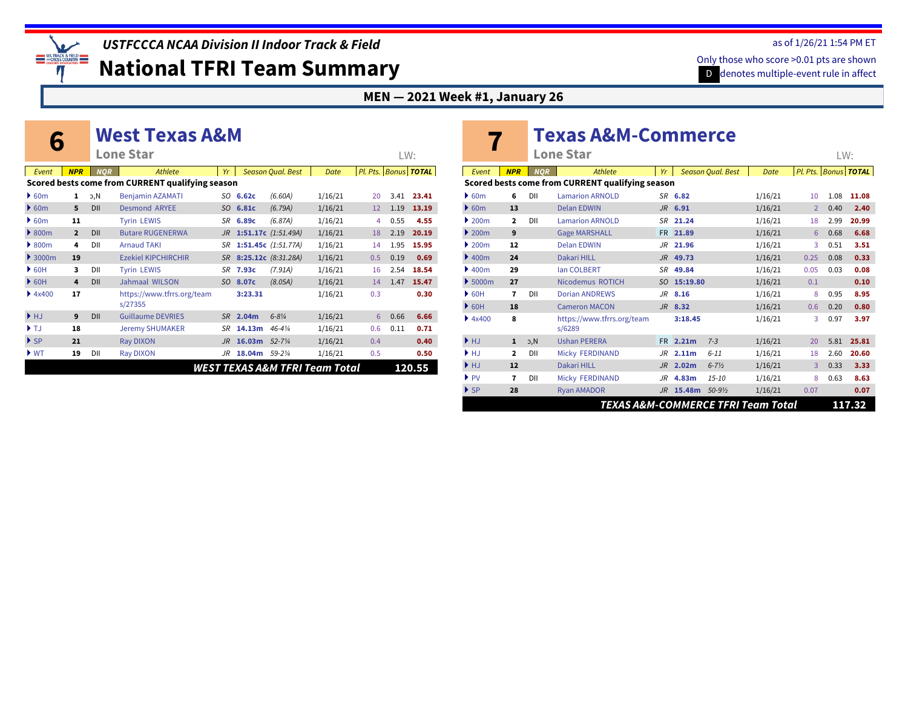# USTFCCCA NCAA Division II Indoor Track & Field

# National TFRI Team Summary

as of 1/26/21 1:54 PM ET

Only those who score >0.01 pts are shown

D denotes multiple-event rule in affect

## MEN — 2021 Week #1, January 26

## 6 West Texas A&M

**Lone Star** LW:

| Event | NPR | NQR | Athlete | Yr | Season Qual. Best | | Date | Pl. Pts. | Bonus | TOTAL |
|---|---|---|---|---|---|---|---|---|---|---|
| **Scored bests come from CURRENT qualifying season** | | | | | | | | | | |
| 60m | 1 | ɔ,N | Benjamin AZAMATI | SO | 6.62c | (6.60A) | 1/16/21 | 20 | 3.41 | 23.41 |
| 60m | 5 | DII | Desmond ARYEE | SO | 6.81c | (6.79A) | 1/16/21 | 12 | 1.19 | 13.19 |
| 60m | 11 | | Tyrin LEWIS | SR | 6.89c | (6.87A) | 1/16/21 | 4 | 0.55 | 4.55 |
| 800m | 2 | DII | Butare RUGENERWA | JR | 1:51.17c | (1:51.49A) | 1/16/21 | 18 | 2.19 | 20.19 |
| 800m | 4 | DII | Arnaud TAKI | SR | 1:51.45c | (1:51.77A) | 1/16/21 | 14 | 1.95 | 15.95 |
| 3000m | 19 | | Ezekiel KIPCHIRCHIR | SR | 8:25.12c | (8:31.28A) | 1/16/21 | 0.5 | 0.19 | 0.69 |
| 60H | 3 | DII | Tyrin LEWIS | SR | 7.93c | (7.91A) | 1/16/21 | 16 | 2.54 | 18.54 |
| 60H | 4 | DII | Jahmaal WILSON | SO | 8.07c | (8.05A) | 1/16/21 | 14 | 1.47 | 15.47 |
| 4x400 | 17 | | https://www.tfrrs.org/teams/27355 | | 3:23.31 | | 1/16/21 | 0.3 | | 0.30 |
| HJ | 9 | DII | Guillaume DEVRIES | SR | 2.04m | 6-8¼ | 1/16/21 | 6 | 0.66 | 6.66 |
| TJ | 18 | | Jeremy SHUMAKER | SR | 14.13m | 46-4¼ | 1/16/21 | 0.6 | 0.11 | 0.71 |
| SP | 21 | | Ray DIXON | JR | 16.03m | 52-7¼ | 1/16/21 | 0.4 | | 0.40 |
| WT | 19 | DII | Ray DIXON | JR | 18.04m | 59-2¼ | 1/16/21 | 0.5 | | 0.50 |
| | | | | | | | | | **WEST TEXAS A&M TFRI Team Total** | **120.55** |

## 7 Texas A&M-Commerce

**Lone Star** LW:

| Event | NPR | NQR | Athlete | Yr | Season Qual. Best | | Date | Pl. Pts. | Bonus | TOTAL |
|---|---|---|---|---|---|---|---|---|---|---|
| **Scored bests come from CURRENT qualifying season** | | | | | | | | | | |
| 60m | 6 | DII | Lamarion ARNOLD | SR | 6.82 | | 1/16/21 | 10 | 1.08 | 11.08 |
| 60m | 13 | | Delan EDWIN | JR | 6.91 | | 1/16/21 | 2 | 0.40 | 2.40 |
| 200m | 2 | DII | Lamarion ARNOLD | SR | 21.24 | | 1/16/21 | 18 | 2.99 | 20.99 |
| 200m | 9 | | Gage MARSHALL | FR | 21.89 | | 1/16/21 | 6 | 0.68 | 6.68 |
| 200m | 12 | | Delan EDWIN | JR | 21.96 | | 1/16/21 | 3 | 0.51 | 3.51 |
| 400m | 24 | | Dakari HILL | JR | 49.73 | | 1/16/21 | 0.25 | 0.08 | 0.33 |
| 400m | 29 | | Ian COLBERT | SR | 49.84 | | 1/16/21 | 0.05 | 0.03 | 0.08 |
| 5000m | 27 | | Nicodemus ROTICH | SO | 15:19.80 | | 1/16/21 | 0.1 | | 0.10 |
| 60H | 7 | DII | Dorian ANDREWS | JR | 8.16 | | 1/16/21 | 8 | 0.95 | 8.95 |
| 60H | 18 | | Cameron MACON | JR | 8.32 | | 1/16/21 | 0.6 | 0.20 | 0.80 |
| 4x400 | 8 | | https://www.tfrrs.org/teams/6289 | | 3:18.45 | | 1/16/21 | 3 | 0.97 | 3.97 |
| HJ | 1 | ɔ,N | Ushan PERERA | FR | 2.21m | 7-3 | 1/16/21 | 20 | 5.81 | 25.81 |
| HJ | 2 | DII | Micky FERDINAND | JR | 2.11m | 6-11 | 1/16/21 | 18 | 2.60 | 20.60 |
| HJ | 12 | | Dakari HILL | JR | 2.02m | 6-7½ | 1/16/21 | 3 | 0.33 | 3.33 |
| PV | 7 | DII | Micky FERDINAND | JR | 4.83m | 15-10 | 1/16/21 | 8 | 0.63 | 8.63 |
| SP | 28 | | Ryan AMADOR | JR | 15.48m | 50-9½ | 1/16/21 | 0.07 | | 0.07 |
| | | | | | | | | | **TEXAS A&M-COMMERCE TFRI Team Total** | **117.32** |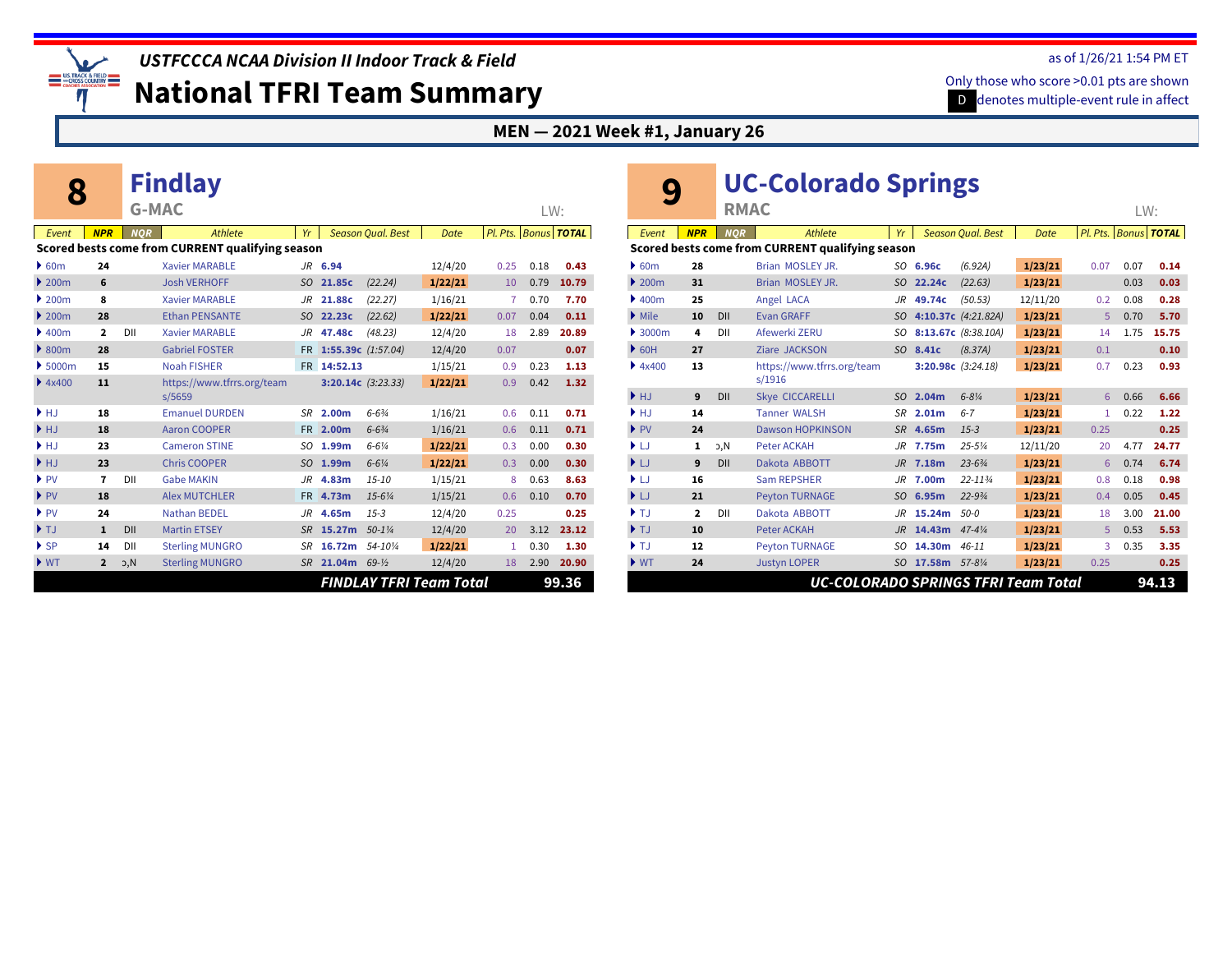# USTFCCCA NCAA Division II Indoor Track & Field

## National TFRI Team Summary

as of 1/26/21 1:54 PM ET

Only those who score >0.01 pts are shown

D denotes multiple-event rule in affect

**MEN — 2021 Week #1, January 26**

## 8 Findlay

G-MAC

LW:

| Event | NPR | NQR | Athlete | Yr | Season Qual. Best | | Date | Pl. Pts. | Bonus | TOTAL |
|---|---|---|---|---|---|---|---|---|---|---|
| **Scored bests come from CURRENT qualifying season** | | | | | | | | | | |
| 60m | 24 | | Xavier MARABLE | JR | 6.94 | | 12/4/20 | 0.25 | 0.18 | 0.43 |
| 200m | 6 | | Josh VERHOFF | SO | 21.85c | (22.24) | 1/22/21 | 10 | 0.79 | 10.79 |
| 200m | 8 | | Xavier MARABLE | JR | 21.88c | (22.27) | 1/16/21 | 7 | 0.70 | 7.70 |
| 200m | 28 | | Ethan PENSANTE | SO | 22.23c | (22.62) | 1/22/21 | 0.07 | 0.04 | 0.11 |
| 400m | 2 | DII | Xavier MARABLE | JR | 47.48c | (48.23) | 12/4/20 | 18 | 2.89 | 20.89 |
| 800m | 28 | | Gabriel FOSTER | FR | 1:55.39c | (1:57.04) | 12/4/20 | 0.07 | | 0.07 |
| 5000m | 15 | | Noah FISHER | FR | 14:52.13 | | 1/15/21 | 0.9 | 0.23 | 1.13 |
| 4x400 | 11 | | https://www.tfrrs.org/teams/5659 | | 3:20.14c | (3:23.33) | 1/22/21 | 0.9 | 0.42 | 1.32 |
| HJ | 18 | | Emanuel DURDEN | SR | 2.00m | 6-6¾ | 1/16/21 | 0.6 | 0.11 | 0.71 |
| HJ | 18 | | Aaron COOPER | FR | 2.00m | 6-6¾ | 1/16/21 | 0.6 | 0.11 | 0.71 |
| HJ | 23 | | Cameron STINE | SO | 1.99m | 6-6¼ | 1/22/21 | 0.3 | 0.00 | 0.30 |
| HJ | 23 | | Chris COOPER | SO | 1.99m | 6-6¼ | 1/22/21 | 0.3 | 0.00 | 0.30 |
| PV | 7 | DII | Gabe MAKIN | JR | 4.83m | 15-10 | 1/15/21 | 8 | 0.63 | 8.63 |
| PV | 18 | | Alex MUTCHLER | FR | 4.73m | 15-6¼ | 1/15/21 | 0.6 | 0.10 | 0.70 |
| PV | 24 | | Nathan BEDEL | JR | 4.65m | 15-3 | 12/4/20 | 0.25 | | 0.25 |
| TJ | 1 | DII | Martin ETSEY | SR | 15.27m | 50-1¼ | 12/4/20 | 20 | 3.12 | 23.12 |
| SP | 14 | DII | Sterling MUNGRO | SR | 16.72m | 54-10¼ | 1/22/21 | 1 | 0.30 | 1.30 |
| WT | 2 | ɔ,N | Sterling MUNGRO | SR | 21.04m | 69-½ | 12/4/20 | 18 | 2.90 | 20.90 |
| **FINDLAY TFRI Team Total** | | | | | | | | | | **99.36** |

## 9 UC-Colorado Springs

RMAC

LW:

| Event | NPR | NQR | Athlete | Yr | Season Qual. Best | | Date | Pl. Pts. | Bonus | TOTAL |
|---|---|---|---|---|---|---|---|---|---|---|
| **Scored bests come from CURRENT qualifying season** | | | | | | | | | | |
| 60m | 28 | | Brian MOSLEY JR. | SO | 6.96c | (6.92A) | 1/23/21 | 0.07 | 0.07 | 0.14 |
| 200m | 31 | | Brian MOSLEY JR. | SO | 22.24c | (22.63) | 1/23/21 | | 0.03 | 0.03 |
| 400m | 25 | | Angel LACA | JR | 49.74c | (50.53) | 12/11/20 | 0.2 | 0.08 | 0.28 |
| Mile | 10 | DII | Evan GRAFF | SO | 4:10.37c | (4:21.82A) | 1/23/21 | 5 | 0.70 | 5.70 |
| 3000m | 4 | DII | Afewerki ZERU | SO | 8:13.67c | (8:38.10A) | 1/23/21 | 14 | 1.75 | 15.75 |
| 60H | 27 | | Ziare JACKSON | SO | 8.41c | (8.37A) | 1/23/21 | 0.1 | | 0.10 |
| 4x400 | 13 | | https://www.tfrrs.org/teams/1916 | | 3:20.98c | (3:24.18) | 1/23/21 | 0.7 | 0.23 | 0.93 |
| HJ | 9 | DII | Skye CICCARELLI | SO | 2.04m | 6-8¼ | 1/23/21 | 6 | 0.66 | 6.66 |
| HJ | 14 | | Tanner WALSH | SR | 2.01m | 6-7 | 1/23/21 | 1 | 0.22 | 1.22 |
| PV | 24 | | Dawson HOPKINSON | SR | 4.65m | 15-3 | 1/23/21 | 0.25 | | 0.25 |
| LJ | 1 | ɔ,N | Peter ACKAH | JR | 7.75m | 25-5¼ | 12/11/20 | 20 | 4.77 | 24.77 |
| LJ | 9 | DII | Dakota ABBOTT | JR | 7.18m | 23-6¾ | 1/23/21 | 6 | 0.74 | 6.74 |
| LJ | 16 | | Sam REPSHER | JR | 7.00m | 22-11¾ | 1/23/21 | 0.8 | 0.18 | 0.98 |
| LJ | 21 | | Peyton TURNAGE | SO | 6.95m | 22-9¾ | 1/23/21 | 0.4 | 0.05 | 0.45 |
| TJ | 2 | DII | Dakota ABBOTT | JR | 15.24m | 50-0 | 1/23/21 | 18 | 3.00 | 21.00 |
| TJ | 10 | | Peter ACKAH | JR | 14.43m | 47-4¼ | 1/23/21 | 5 | 0.53 | 5.53 |
| TJ | 12 | | Peyton TURNAGE | SO | 14.30m | 46-11 | 1/23/21 | 3 | 0.35 | 3.35 |
| WT | 24 | | Justyn LOPER | SO | 17.58m | 57-8¼ | 1/23/21 | 0.25 | | 0.25 |
| **UC-COLORADO SPRINGS TFRI Team Total** | | | | | | | | | | **94.13** |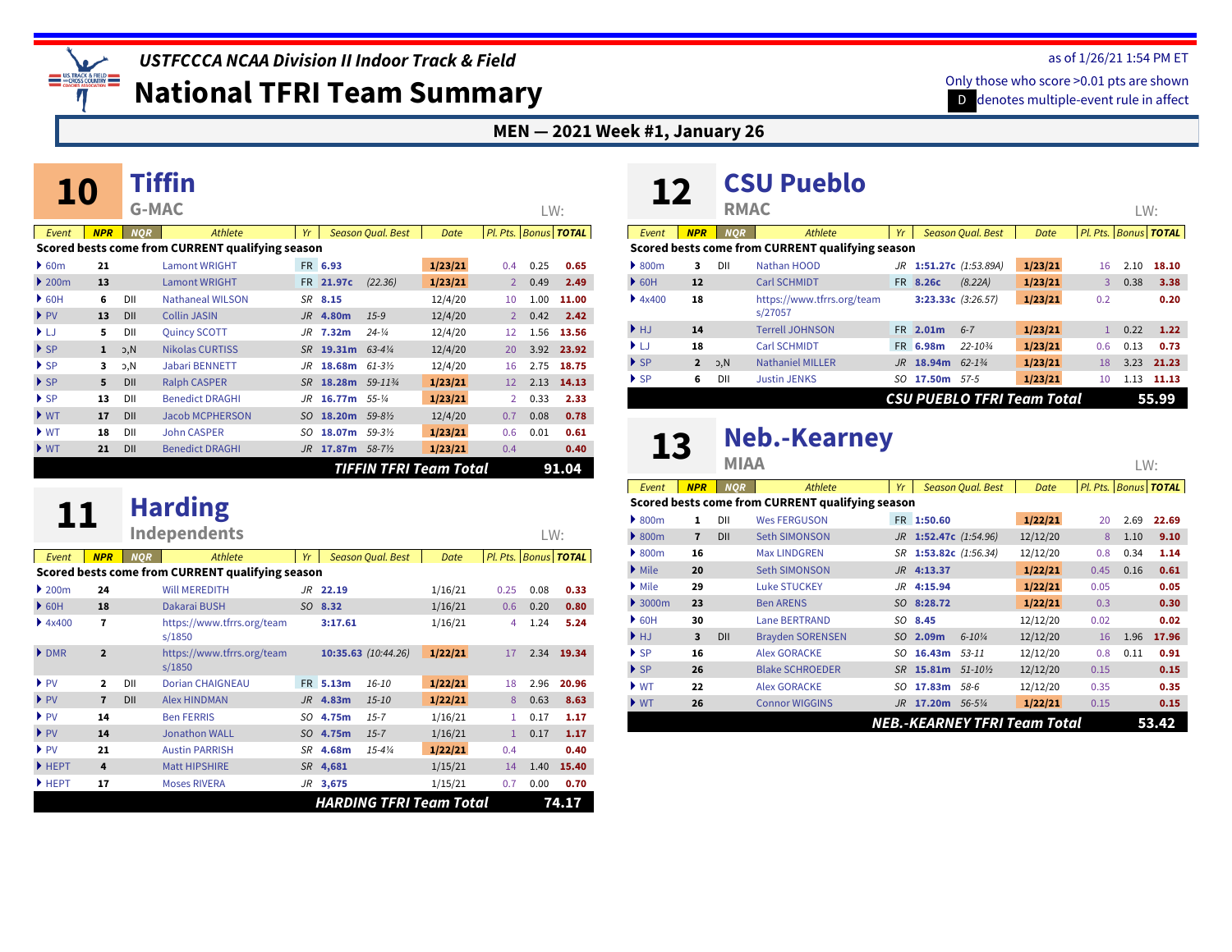*USTFCCCA NCAA Division II Indoor Track & Field*

# National TFRI Team Summary

as of 1/26/21 1:54 PM ET

Only those who score >0.01 pts are shown

D denotes multiple-event rule in affect

## MEN — 2021 Week #1, January 26

### 10 Tiffin
**G-MAC** LW:

| Event | NPR | NQR | Athlete | Yr | Season Qual. Best | | Date | Pl. Pts. | Bonus | TOTAL |
|---|---|---|---|---|---|---|---|---|---|---|
| **Scored bests come from CURRENT qualifying season** | | | | | | | | | | |
| 60m | 21 | | Lamont WRIGHT | FR | 6.93 | | 1/23/21 | 0.4 | 0.25 | 0.65 |
| 200m | 13 | | Lamont WRIGHT | FR | 21.97c | (22.36) | 1/23/21 | 2 | 0.49 | 2.49 |
| 60H | 6 | DII | Nathaneal WILSON | SR | 8.15 | | 12/4/20 | 10 | 1.00 | 11.00 |
| PV | 13 | DII | Collin JASIN | JR | 4.80m | 15-9 | 12/4/20 | 2 | 0.42 | 2.42 |
| LJ | 5 | DII | Quincy SCOTT | JR | 7.32m | 24-¼ | 12/4/20 | 12 | 1.56 | 13.56 |
| SP | 1 | ɔ,N | Nikolas CURTISS | SR | 19.31m | 63-4¼ | 12/4/20 | 20 | 3.92 | 23.92 |
| SP | 3 | ɔ,N | Jabari BENNETT | JR | 18.68m | 61-3½ | 12/4/20 | 16 | 2.75 | 18.75 |
| SP | 5 | DII | Ralph CASPER | SR | 18.28m | 59-11¾ | 1/23/21 | 12 | 2.13 | 14.13 |
| SP | 13 | DII | Benedict DRAGHI | JR | 16.77m | 55-¼ | 1/23/21 | 2 | 0.33 | 2.33 |
| WT | 17 | DII | Jacob MCPHERSON | SO | 18.20m | 59-8½ | 12/4/20 | 0.7 | 0.08 | 0.78 |
| WT | 18 | DII | John CASPER | SO | 18.07m | 59-3½ | 1/23/21 | 0.6 | 0.01 | 0.61 |
| WT | 21 | DII | Benedict DRAGHI | JR | 17.87m | 58-7½ | 1/23/21 | 0.4 | | 0.40 |
| | | | | | | | | | **TIFFIN TFRI Team Total** | **91.04** |

### 11 Harding
**Independents** LW:

| Event | NPR | NQR | Athlete | Yr | Season Qual. Best | | Date | Pl. Pts. | Bonus | TOTAL |
|---|---|---|---|---|---|---|---|---|---|---|
| **Scored bests come from CURRENT qualifying season** | | | | | | | | | | |
| 200m | 24 | | Will MEREDITH | JR | 22.19 | | 1/16/21 | 0.25 | 0.08 | 0.33 |
| 60H | 18 | | Dakarai BUSH | SO | 8.32 | | 1/16/21 | 0.6 | 0.20 | 0.80 |
| 4x400 | 7 | | https://www.tfrrs.org/teams/1850 | | 3:17.61 | | 1/16/21 | 4 | 1.24 | 5.24 |
| DMR | 2 | | https://www.tfrrs.org/teams/1850 | | 10:35.63 | (10:44.26) | 1/22/21 | 17 | 2.34 | 19.34 |
| PV | 2 | DII | Dorian CHAIGNEAU | FR | 5.13m | 16-10 | 1/22/21 | 18 | 2.96 | 20.96 |
| PV | 7 | DII | Alex HINDMAN | JR | 4.83m | 15-10 | 1/22/21 | 8 | 0.63 | 8.63 |
| PV | 14 | | Ben FERRIS | SO | 4.75m | 15-7 | 1/16/21 | 1 | 0.17 | 1.17 |
| PV | 14 | | Jonathon WALL | SO | 4.75m | 15-7 | 1/16/21 | 1 | 0.17 | 1.17 |
| PV | 21 | | Austin PARRISH | SR | 4.68m | 15-4¼ | 1/22/21 | 0.4 | | 0.40 |
| HEPT | 4 | | Matt HIPSHIRE | SR | 4,681 | | 1/15/21 | 14 | 1.40 | 15.40 |
| HEPT | 17 | | Moses RIVERA | JR | 3,675 | | 1/15/21 | 0.7 | 0.00 | 0.70 |
| | | | | | | | | | **HARDING TFRI Team Total** | **74.17** |

### 12 CSU Pueblo
**RMAC** LW:

| Event | NPR | NQR | Athlete | Yr | Season Qual. Best | | Date | Pl. Pts. | Bonus | TOTAL |
|---|---|---|---|---|---|---|---|---|---|---|
| **Scored bests come from CURRENT qualifying season** | | | | | | | | | | |
| 800m | 3 | DII | Nathan HOOD | JR | 1:51.27c | (1:53.89A) | 1/23/21 | 16 | 2.10 | 18.10 |
| 60H | 12 | | Carl SCHMIDT | FR | 8.26c | (8.22A) | 1/23/21 | 3 | 0.38 | 3.38 |
| 4x400 | 18 | | https://www.tfrrs.org/teams/27057 | | 3:23.33c | (3:26.57) | 1/23/21 | 0.2 | | 0.20 |
| HJ | 14 | | Terrell JOHNSON | FR | 2.01m | 6-7 | 1/23/21 | 1 | 0.22 | 1.22 |
| LJ | 18 | | Carl SCHMIDT | FR | 6.98m | 22-10¾ | 1/23/21 | 0.6 | 0.13 | 0.73 |
| SP | 2 | ɔ,N | Nathaniel MILLER | JR | 18.94m | 62-1¾ | 1/23/21 | 18 | 3.23 | 21.23 |
| SP | 6 | DII | Justin JENKS | SO | 17.50m | 57-5 | 1/23/21 | 10 | 1.13 | 11.13 |
| | | | | | | | | | **CSU PUEBLO TFRI Team Total** | **55.99** |

### 13 Neb.-Kearney
**MIAA** LW:

| Event | NPR | NQR | Athlete | Yr | Season Qual. Best | | Date | Pl. Pts. | Bonus | TOTAL |
|---|---|---|---|---|---|---|---|---|---|---|
| **Scored bests come from CURRENT qualifying season** | | | | | | | | | | |
| 800m | 1 | DII | Wes FERGUSON | FR | 1:50.60 | | 1/22/21 | 20 | 2.69 | 22.69 |
| 800m | 7 | DII | Seth SIMONSON | JR | 1:52.47c | (1:54.96) | 12/12/20 | 8 | 1.10 | 9.10 |
| 800m | 16 | | Max LINDGREN | SR | 1:53.82c | (1:56.34) | 12/12/20 | 0.8 | 0.34 | 1.14 |
| Mile | 20 | | Seth SIMONSON | JR | 4:13.37 | | 1/22/21 | 0.45 | 0.16 | 0.61 |
| Mile | 29 | | Luke STUCKEY | JR | 4:15.94 | | 1/22/21 | 0.05 | | 0.05 |
| 3000m | 23 | | Ben ARENS | SO | 8:28.72 | | 1/22/21 | 0.3 | | 0.30 |
| 60H | 30 | | Lane BERTRAND | SO | 8.45 | | 12/12/20 | 0.02 | | 0.02 |
| HJ | 3 | DII | Brayden SORENSEN | SO | 2.09m | 6-10¼ | 12/12/20 | 16 | 1.96 | 17.96 |
| SP | 16 | | Alex GORACKE | SO | 16.43m | 53-11 | 12/12/20 | 0.8 | 0.11 | 0.91 |
| SP | 26 | | Blake SCHROEDER | SR | 15.81m | 51-10½ | 12/12/20 | 0.15 | | 0.15 |
| WT | 22 | | Alex GORACKE | SO | 17.83m | 58-6 | 12/12/20 | 0.35 | | 0.35 |
| WT | 26 | | Connor WIGGINS | JR | 17.20m | 56-5¼ | 1/22/21 | 0.15 | | 0.15 |
| | | | | | | | | | **NEB.-KEARNEY TFRI Team Total** | **53.42** |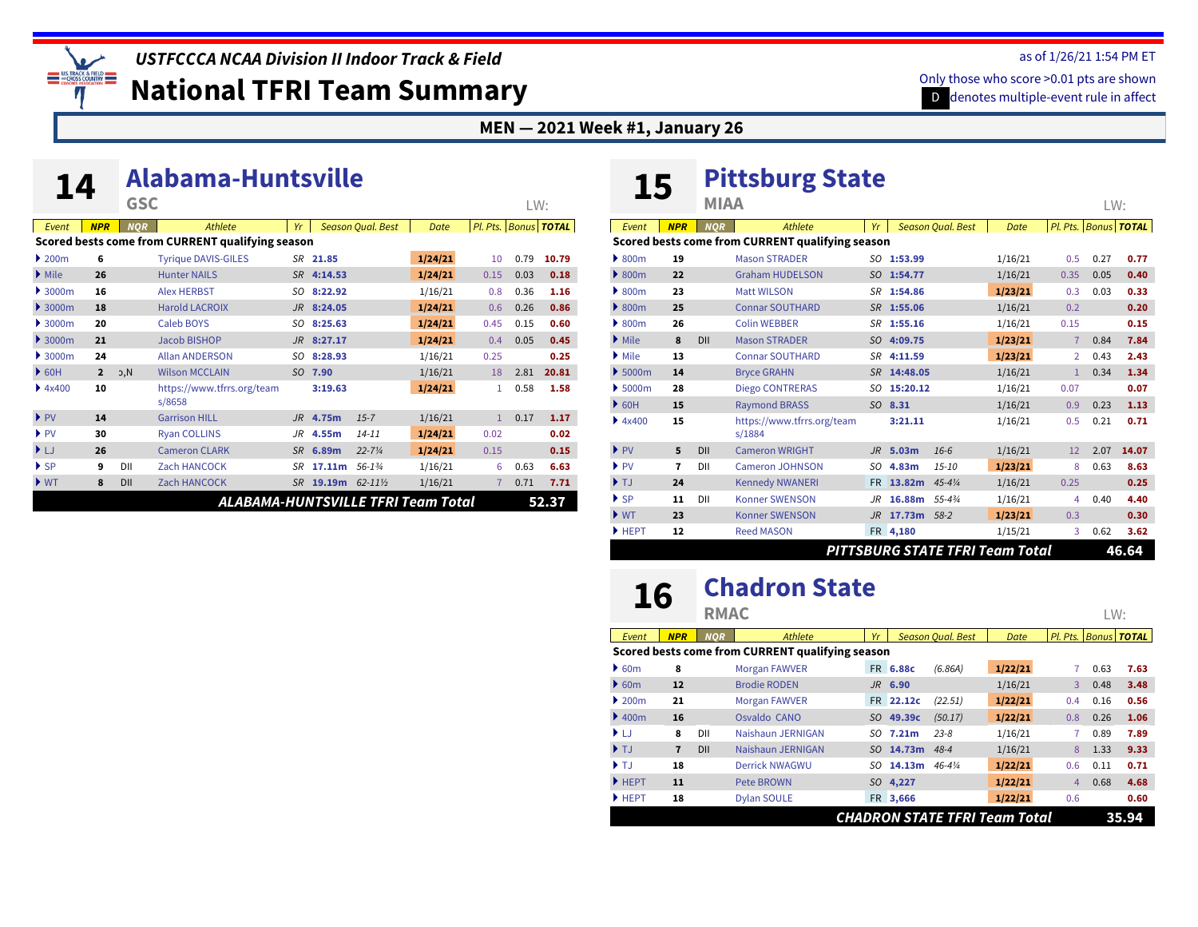# USTFCCCA NCAA Division II Indoor Track & Field

# National TFRI Team Summary

as of 1/26/21 1:54 PM ET

Only those who score >0.01 pts are shown

D denotes multiple-event rule in affect

## MEN — 2021 Week #1, January 26

## 14 Alabama-Huntsville

GSC

LW:

| Event | NPR | NQR | Athlete | Yr | Season Qual. Best | | Date | Pl. Pts. | Bonus | TOTAL |
|---|---|---|---|---|---|---|---|---|---|---|
| **Scored bests come from CURRENT qualifying season** | | | | | | | | | | |
| 200m | 6 | | Tyrique DAVIS-GILES | SR | 21.85 | | 1/24/21 | 10 | 0.79 | 10.79 |
| Mile | 26 | | Hunter NAILS | SR | 4:14.53 | | 1/24/21 | 0.15 | 0.03 | 0.18 |
| 3000m | 16 | | Alex HERBST | SO | 8:22.92 | | 1/16/21 | 0.8 | 0.36 | 1.16 |
| 3000m | 18 | | Harold LACROIX | JR | 8:24.05 | | 1/24/21 | 0.6 | 0.26 | 0.86 |
| 3000m | 20 | | Caleb BOYS | SO | 8:25.63 | | 1/24/21 | 0.45 | 0.15 | 0.60 |
| 3000m | 21 | | Jacob BISHOP | JR | 8:27.17 | | 1/24/21 | 0.4 | 0.05 | 0.45 |
| 3000m | 24 | | Allan ANDERSON | SO | 8:28.93 | | 1/16/21 | 0.25 | | 0.25 |
| 60H | 2 | D,N | Wilson MCCLAIN | SO | 7.90 | | 1/16/21 | 18 | 2.81 | 20.81 |
| 4x400 | 10 | | https://www.tfrrs.org/teams/8658 | | 3:19.63 | | 1/24/21 | 1 | 0.58 | 1.58 |
| PV | 14 | | Garrison HILL | JR | 4.75m | 15-7 | 1/16/21 | 1 | 0.17 | 1.17 |
| PV | 30 | | Ryan COLLINS | JR | 4.55m | 14-11 | 1/24/21 | 0.02 | | 0.02 |
| LJ | 26 | | Cameron CLARK | SR | 6.89m | 22-7¼ | 1/24/21 | 0.15 | | 0.15 |
| SP | 9 | DII | Zach HANCOCK | SR | 17.11m | 56-1¾ | 1/16/21 | 6 | 0.63 | 6.63 |
| WT | 8 | DII | Zach HANCOCK | SR | 19.19m | 62-11½ | 1/16/21 | 7 | 0.71 | 7.71 |
| **ALABAMA-HUNTSVILLE TFRI Team Total** | | | | | | | | | | **52.37** |

## 15 Pittsburg State

MIAA

LW:

| Event | NPR | NQR | Athlete | Yr | Season Qual. Best | | Date | Pl. Pts. | Bonus | TOTAL |
|---|---|---|---|---|---|---|---|---|---|---|
| **Scored bests come from CURRENT qualifying season** | | | | | | | | | | |
| 800m | 19 | | Mason STRADER | SO | 1:53.99 | | 1/16/21 | 0.5 | 0.27 | 0.77 |
| 800m | 22 | | Graham HUDELSON | SO | 1:54.77 | | 1/16/21 | 0.35 | 0.05 | 0.40 |
| 800m | 23 | | Matt WILSON | SR | 1:54.86 | | 1/23/21 | 0.3 | 0.03 | 0.33 |
| 800m | 25 | | Connar SOUTHARD | SR | 1:55.06 | | 1/16/21 | 0.2 | | 0.20 |
| 800m | 26 | | Colin WEBBER | SR | 1:55.16 | | 1/16/21 | 0.15 | | 0.15 |
| Mile | 8 | DII | Mason STRADER | SO | 4:09.75 | | 1/23/21 | 7 | 0.84 | 7.84 |
| Mile | 13 | | Connar SOUTHARD | SR | 4:11.59 | | 1/23/21 | 2 | 0.43 | 2.43 |
| 5000m | 14 | | Bryce GRAHN | SR | 14:48.05 | | 1/16/21 | 1 | 0.34 | 1.34 |
| 5000m | 28 | | Diego CONTRERAS | SO | 15:20.12 | | 1/16/21 | 0.07 | | 0.07 |
| 60H | 15 | | Raymond BRASS | SO | 8.31 | | 1/16/21 | 0.9 | 0.23 | 1.13 |
| 4x400 | 15 | | https://www.tfrrs.org/teams/1884 | | 3:21.11 | | 1/16/21 | 0.5 | 0.21 | 0.71 |
| PV | 5 | DII | Cameron WRIGHT | JR | 5.03m | 16-6 | 1/16/21 | 12 | 2.07 | 14.07 |
| PV | 7 | DII | Cameron JOHNSON | SO | 4.83m | 15-10 | 1/23/21 | 8 | 0.63 | 8.63 |
| TJ | 24 | | Kennedy NWANERI | FR | 13.82m | 45-4¼ | 1/16/21 | 0.25 | | 0.25 |
| SP | 11 | DII | Konner SWENSON | JR | 16.88m | 55-4¾ | 1/16/21 | 4 | 0.40 | 4.40 |
| WT | 23 | | Konner SWENSON | JR | 17.73m | 58-2 | 1/23/21 | 0.3 | | 0.30 |
| HEPT | 12 | | Reed MASON | FR | 4,180 | | 1/15/21 | 3 | 0.62 | 3.62 |
| **PITTSBURG STATE TFRI Team Total** | | | | | | | | | | **46.64** |

## 16 Chadron State

RMAC

LW:

| Event | NPR | NQR | Athlete | Yr | Season Qual. Best | | Date | Pl. Pts. | Bonus | TOTAL |
|---|---|---|---|---|---|---|---|---|---|---|
| **Scored bests come from CURRENT qualifying season** | | | | | | | | | | |
| 60m | 8 | | Morgan FAWVER | FR | 6.88c | (6.86A) | 1/22/21 | 7 | 0.63 | 7.63 |
| 60m | 12 | | Brodie RODEN | JR | 6.90 | | 1/16/21 | 3 | 0.48 | 3.48 |
| 200m | 21 | | Morgan FAWVER | FR | 22.12c | (22.51) | 1/22/21 | 0.4 | 0.16 | 0.56 |
| 400m | 16 | | Osvaldo CANO | SO | 49.39c | (50.17) | 1/22/21 | 0.8 | 0.26 | 1.06 |
| LJ | 8 | DII | Naishaun JERNIGAN | SO | 7.21m | 23-8 | 1/16/21 | 7 | 0.89 | 7.89 |
| TJ | 7 | DII | Naishaun JERNIGAN | SO | 14.73m | 48-4 | 1/16/21 | 8 | 1.33 | 9.33 |
| TJ | 18 | | Derrick NWAGWU | SO | 14.13m | 46-4¼ | 1/22/21 | 0.6 | 0.11 | 0.71 |
| HEPT | 11 | | Pete BROWN | SO | 4,227 | | 1/22/21 | 4 | 0.68 | 4.68 |
| HEPT | 18 | | Dylan SOULE | FR | 3,666 | | 1/22/21 | 0.6 | | 0.60 |
| **CHADRON STATE TFRI Team Total** | | | | | | | | | | **35.94** |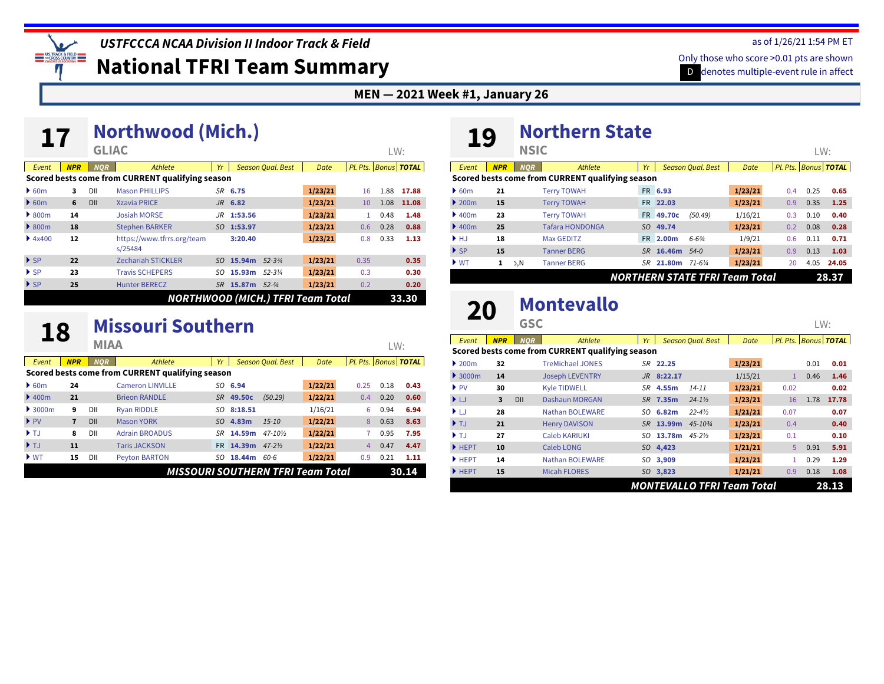# USTFCCCA NCAA Division II Indoor Track & Field

# National TFRI Team Summary

as of 1/26/21 1:54 PM ET

Only those who score >0.01 pts are shown

D denotes multiple-event rule in affect

**MEN — 2021 Week #1, January 26**

## 17 Northwood (Mich.)

GLIAC

LW:

| Event | NPR | NQR | Athlete | Yr | Season Qual. Best | | Date | Pl. Pts. | Bonus | TOTAL |
|---|---|---|---|---|---|---|---|---|---|---|
| **Scored bests come from CURRENT qualifying season** | | | | | | | | | | |
| 60m | 3 | DII | Mason PHILLIPS | SR | 6.75 | | 1/23/21 | 16 | 1.88 | 17.88 |
| 60m | 6 | DII | Xzavia PRICE | JR | 6.82 | | 1/23/21 | 10 | 1.08 | 11.08 |
| 800m | 14 | | Josiah MORSE | JR | 1:53.56 | | 1/23/21 | 1 | 0.48 | 1.48 |
| 800m | 18 | | Stephen BARKER | SO | 1:53.97 | | 1/23/21 | 0.6 | 0.28 | 0.88 |
| 4x400 | 12 | | https://www.tfrrs.org/teams/25484 | | 3:20.40 | | 1/23/21 | 0.8 | 0.33 | 1.13 |
| SP | 22 | | Zechariah STICKLER | SO | 15.94m | 52-3¾ | 1/23/21 | 0.35 | | 0.35 |
| SP | 23 | | Travis SCHEPERS | SO | 15.93m | 52-3¼ | 1/23/21 | 0.3 | | 0.30 |
| SP | 25 | | Hunter BERECZ | SR | 15.87m | 52-¾ | 1/23/21 | 0.2 | | 0.20 |

**NORTHWOOD (MICH.) TFRI Team Total 33.30**

## 18 Missouri Southern

MIAA

LW:

| Event | NPR | NQR | Athlete | Yr | Season Qual. Best | | Date | Pl. Pts. | Bonus | TOTAL |
|---|---|---|---|---|---|---|---|---|---|---|
| **Scored bests come from CURRENT qualifying season** | | | | | | | | | | |
| 60m | 24 | | Cameron LINVILLE | SO | 6.94 | | 1/22/21 | 0.25 | 0.18 | 0.43 |
| 400m | 21 | | Brieon RANDLE | SR | 49.50c | (50.29) | 1/22/21 | 0.4 | 0.20 | 0.60 |
| 3000m | 9 | DII | Ryan RIDDLE | SO | 8:18.51 | | 1/16/21 | 6 | 0.94 | 6.94 |
| PV | 7 | DII | Mason YORK | SO | 4.83m | 15-10 | 1/22/21 | 8 | 0.63 | 8.63 |
| TJ | 8 | DII | Adrain BROADUS | SR | 14.59m | 47-10½ | 1/22/21 | 7 | 0.95 | 7.95 |
| TJ | 11 | | Taris JACKSON | FR | 14.39m | 47-2½ | 1/22/21 | 4 | 0.47 | 4.47 |
| WT | 15 | DII | Peyton BARTON | SO | 18.44m | 60-6 | 1/22/21 | 0.9 | 0.21 | 1.11 |

**MISSOURI SOUTHERN TFRI Team Total 30.14**

## 19 Northern State

NSIC

LW:

| Event | NPR | NQR | Athlete | Yr | Season Qual. Best | | Date | Pl. Pts. | Bonus | TOTAL |
|---|---|---|---|---|---|---|---|---|---|---|
| **Scored bests come from CURRENT qualifying season** | | | | | | | | | | |
| 60m | 21 | | Terry TOWAH | FR | 6.93 | | 1/23/21 | 0.4 | 0.25 | 0.65 |
| 200m | 15 | | Terry TOWAH | FR | 22.03 | | 1/23/21 | 0.9 | 0.35 | 1.25 |
| 400m | 23 | | Terry TOWAH | FR | 49.70c | (50.49) | 1/16/21 | 0.3 | 0.10 | 0.40 |
| 400m | 25 | | Tafara HONDONGA | SO | 49.74 | | 1/23/21 | 0.2 | 0.08 | 0.28 |
| HJ | 18 | | Max GEDITZ | FR | 2.00m | 6-6¾ | 1/9/21 | 0.6 | 0.11 | 0.71 |
| SP | 15 | | Tanner BERG | SR | 16.46m | 54-0 | 1/23/21 | 0.9 | 0.13 | 1.03 |
| WT | 1 | ɔ,N | Tanner BERG | SR | 21.80m | 71-6¼ | 1/23/21 | 20 | 4.05 | 24.05 |

**NORTHERN STATE TFRI Team Total 28.37**

## 20 Montevallo

GSC

LW:

| Event | NPR | NQR | Athlete | Yr | Season Qual. Best | | Date | Pl. Pts. | Bonus | TOTAL |
|---|---|---|---|---|---|---|---|---|---|---|
| **Scored bests come from CURRENT qualifying season** | | | | | | | | | | |
| 200m | 32 | | TreMichael JONES | SR | 22.25 | | 1/23/21 | | 0.01 | 0.01 |
| 3000m | 14 | | Joseph LEVENTRY | JR | 8:22.17 | | 1/15/21 | 1 | 0.46 | 1.46 |
| PV | 30 | | Kyle TIDWELL | SR | 4.55m | 14-11 | 1/23/21 | 0.02 | | 0.02 |
| LJ | 3 | DII | Dashaun MORGAN | SR | 7.35m | 24-1½ | 1/23/21 | 16 | 1.78 | 17.78 |
| LJ | 28 | | Nathan BOLEWARE | SO | 6.82m | 22-4½ | 1/21/21 | 0.07 | | 0.07 |
| TJ | 21 | | Henry DAVISON | SR | 13.99m | 45-10¾ | 1/23/21 | 0.4 | | 0.40 |
| TJ | 27 | | Caleb KARIUKI | SO | 13.78m | 45-2½ | 1/23/21 | 0.1 | | 0.10 |
| HEPT | 10 | | Caleb LONG | SO | 4,423 | | 1/21/21 | 5 | 0.91 | 5.91 |
| HEPT | 14 | | Nathan BOLEWARE | SO | 3,909 | | 1/21/21 | 1 | 0.29 | 1.29 |
| HEPT | 15 | | Micah FLORES | SO | 3,823 | | 1/21/21 | 0.9 | 0.18 | 1.08 |

**MONTEVALLO TFRI Team Total 28.13**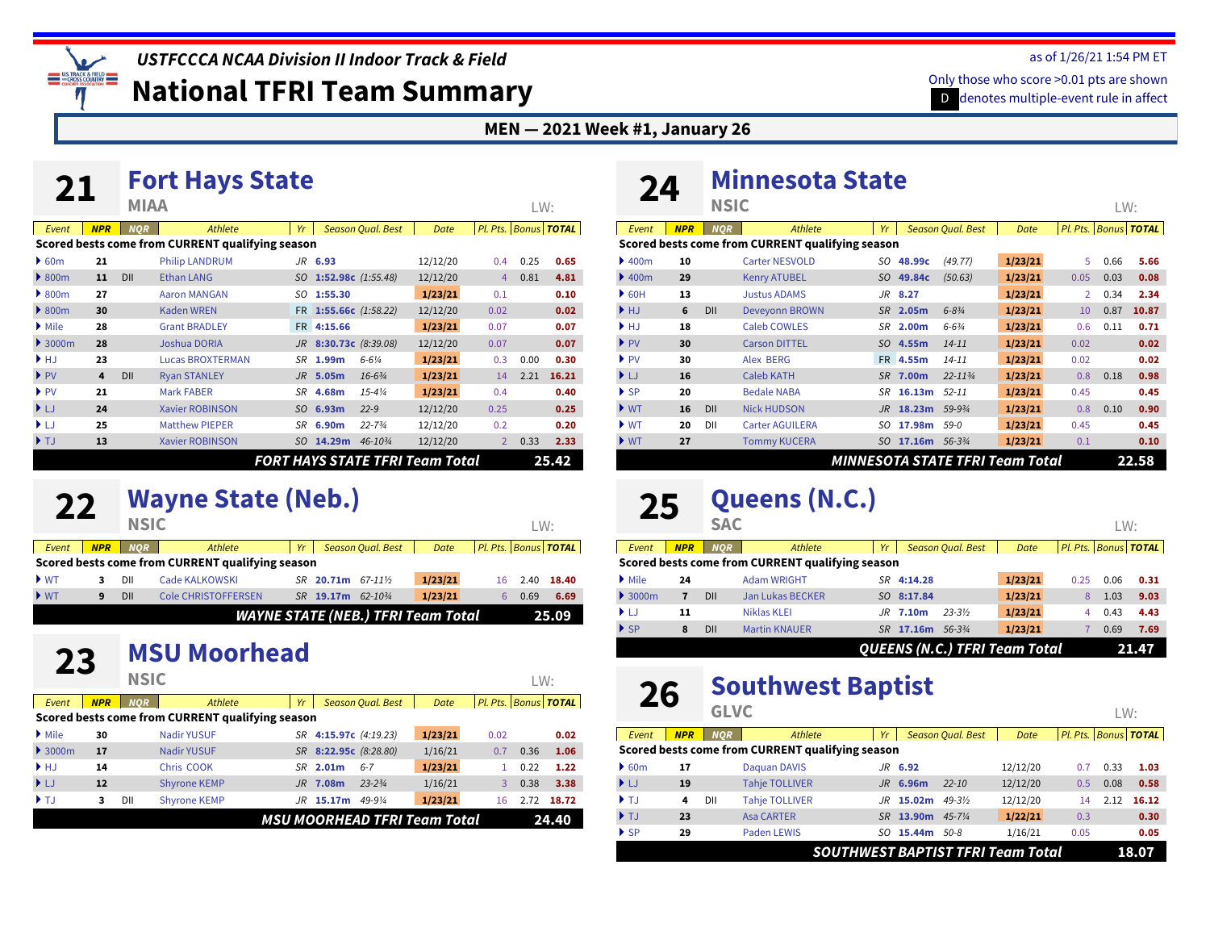# USTFCCCA NCAA Division II Indoor Track & Field

# National TFRI Team Summary

as of 1/26/21 1:54 PM ET

Only those who score >0.01 pts are shown

D denotes multiple-event rule in affect

**MEN — 2021 Week #1, January 26**

## 21 Fort Hays State

MIAA

LW:

| Event | NPR | NQR | Athlete | Yr | Season Qual. Best | | Date | Pl. Pts. | Bonus | TOTAL |
|---|---|---|---|---|---|---|---|---|---|---|
| **Scored bests come from CURRENT qualifying season** | | | | | | | | | | |
| 60m | 21 | | Philip LANDRUM | JR | 6.93 | | 12/12/20 | 0.4 | 0.25 | 0.65 |
| 800m | 11 | DII | Ethan LANG | SO | 1:52.98c | (1:55.48) | 12/12/20 | 4 | 0.81 | 4.81 |
| 800m | 27 | | Aaron MANGAN | SO | 1:55.30 | | 1/23/21 | 0.1 | | 0.10 |
| 800m | 30 | | Kaden WREN | FR | 1:55.66c | (1:58.22) | 12/12/20 | 0.02 | | 0.02 |
| Mile | 28 | | Grant BRADLEY | FR | 4:15.66 | | 1/23/21 | 0.07 | | 0.07 |
| 3000m | 28 | | Joshua DORIA | JR | 8:30.73c | (8:39.08) | 12/12/20 | 0.07 | | 0.07 |
| HJ | 23 | | Lucas BROXTERMAN | SR | 1.99m | 6-6¼ | 1/23/21 | 0.3 | 0.00 | 0.30 |
| PV | 4 | DII | Ryan STANLEY | JR | 5.05m | 16-6¾ | 1/23/21 | 14 | 2.21 | 16.21 |
| PV | 21 | | Mark FABER | SR | 4.68m | 15-4¼ | 1/23/21 | 0.4 | | 0.40 |
| LJ | 24 | | Xavier ROBINSON | SO | 6.93m | 22-9 | 12/12/20 | 0.25 | | 0.25 |
| LJ | 25 | | Matthew PIEPER | SR | 6.90m | 22-7¾ | 12/12/20 | 0.2 | | 0.20 |
| TJ | 13 | | Xavier ROBINSON | SO | 14.29m | 46-10¾ | 12/12/20 | 2 | 0.33 | 2.33 |
| **FORT HAYS STATE TFRI Team Total** | | | | | | | | | | **25.42** |

## 22 Wayne State (Neb.)

NSIC

LW:

| Event | NPR | NQR | Athlete | Yr | Season Qual. Best | | Date | Pl. Pts. | Bonus | TOTAL |
|---|---|---|---|---|---|---|---|---|---|---|
| **Scored bests come from CURRENT qualifying season** | | | | | | | | | | |
| WT | 3 | DII | Cade KALKOWSKI | SR | 20.71m | 67-11½ | 1/23/21 | 16 | 2.40 | 18.40 |
| WT | 9 | DII | Cole CHRISTOFFERSEN | SR | 19.17m | 62-10¾ | 1/23/21 | 6 | 0.69 | 6.69 |
| **WAYNE STATE (NEB.) TFRI Team Total** | | | | | | | | | | **25.09** |

## 23 MSU Moorhead

NSIC

LW:

| Event | NPR | NQR | Athlete | Yr | Season Qual. Best | | Date | Pl. Pts. | Bonus | TOTAL |
|---|---|---|---|---|---|---|---|---|---|---|
| **Scored bests come from CURRENT qualifying season** | | | | | | | | | | |
| Mile | 30 | | Nadir YUSUF | SR | 4:15.97c | (4:19.23) | 1/23/21 | 0.02 | | 0.02 |
| 3000m | 17 | | Nadir YUSUF | SR | 8:22.95c | (8:28.80) | 1/16/21 | 0.7 | 0.36 | 1.06 |
| HJ | 14 | | Chris COOK | SR | 2.01m | 6-7 | 1/23/21 | 1 | 0.22 | 1.22 |
| LJ | 12 | | Shyrone KEMP | JR | 7.08m | 23-2¾ | 1/16/21 | 3 | 0.38 | 3.38 |
| TJ | 3 | DII | Shyrone KEMP | JR | 15.17m | 49-9¼ | 1/23/21 | 16 | 2.72 | 18.72 |
| **MSU MOORHEAD TFRI Team Total** | | | | | | | | | | **24.40** |

## 24 Minnesota State

NSIC

LW:

| Event | NPR | NQR | Athlete | Yr | Season Qual. Best | | Date | Pl. Pts. | Bonus | TOTAL |
|---|---|---|---|---|---|---|---|---|---|---|
| **Scored bests come from CURRENT qualifying season** | | | | | | | | | | |
| 400m | 10 | | Carter NESVOLD | SO | 48.99c | (49.77) | 1/23/21 | 5 | 0.66 | 5.66 |
| 400m | 29 | | Kenry ATUBEL | SO | 49.84c | (50.63) | 1/23/21 | 0.05 | 0.03 | 0.08 |
| 60H | 13 | | Justus ADAMS | JR | 8.27 | | 1/23/21 | 2 | 0.34 | 2.34 |
| HJ | 6 | DII | Deveyonn BROWN | SR | 2.05m | 6-8¾ | 1/23/21 | 10 | 0.87 | 10.87 |
| HJ | 18 | | Caleb COWLES | SR | 2.00m | 6-6¾ | 1/23/21 | 0.6 | 0.11 | 0.71 |
| PV | 30 | | Carson DITTEL | SO | 4.55m | 14-11 | 1/23/21 | 0.02 | | 0.02 |
| PV | 30 | | Alex BERG | FR | 4.55m | 14-11 | 1/23/21 | 0.02 | | 0.02 |
| LJ | 16 | | Caleb KATH | SR | 7.00m | 22-11¾ | 1/23/21 | 0.8 | 0.18 | 0.98 |
| SP | 20 | | Bedale NABA | SR | 16.13m | 52-11 | 1/23/21 | 0.45 | | 0.45 |
| WT | 16 | DII | Nick HUDSON | JR | 18.23m | 59-9¾ | 1/23/21 | 0.8 | 0.10 | 0.90 |
| WT | 20 | DII | Carter AGUILERA | SO | 17.98m | 59-0 | 1/23/21 | 0.45 | | 0.45 |
| WT | 27 | | Tommy KUCERA | SO | 17.16m | 56-3¾ | 1/23/21 | 0.1 | | 0.10 |
| **MINNESOTA STATE TFRI Team Total** | | | | | | | | | | **22.58** |

## 25 Queens (N.C.)

SAC

LW:

| Event | NPR | NQR | Athlete | Yr | Season Qual. Best | | Date | Pl. Pts. | Bonus | TOTAL |
|---|---|---|---|---|---|---|---|---|---|---|
| **Scored bests come from CURRENT qualifying season** | | | | | | | | | | |
| Mile | 24 | | Adam WRIGHT | SR | 4:14.28 | | 1/23/21 | 0.25 | 0.06 | 0.31 |
| 3000m | 7 | DII | Jan Lukas BECKER | SO | 8:17.84 | | 1/23/21 | 8 | 1.03 | 9.03 |
| LJ | 11 | | Niklas KLEI | JR | 7.10m | 23-3½ | 1/23/21 | 4 | 0.43 | 4.43 |
| SP | 8 | DII | Martin KNAUER | SR | 17.16m | 56-3¾ | 1/23/21 | 7 | 0.69 | 7.69 |
| **QUEENS (N.C.) TFRI Team Total** | | | | | | | | | | **21.47** |

## 26 Southwest Baptist

GLVC

LW:

| Event | NPR | NQR | Athlete | Yr | Season Qual. Best | | Date | Pl. Pts. | Bonus | TOTAL |
|---|---|---|---|---|---|---|---|---|---|---|
| **Scored bests come from CURRENT qualifying season** | | | | | | | | | | |
| 60m | 17 | | Daquan DAVIS | JR | 6.92 | | 12/12/20 | 0.7 | 0.33 | 1.03 |
| LJ | 19 | | Tahje TOLLIVER | JR | 6.96m | 22-10 | 12/12/20 | 0.5 | 0.08 | 0.58 |
| TJ | 4 | DII | Tahje TOLLIVER | JR | 15.02m | 49-3½ | 12/12/20 | 14 | 2.12 | 16.12 |
| TJ | 23 | | Asa CARTER | SR | 13.90m | 45-7¼ | 1/22/21 | 0.3 | | 0.30 |
| SP | 29 | | Paden LEWIS | SO | 15.44m | 50-8 | 1/16/21 | 0.05 | | 0.05 |
| **SOUTHWEST BAPTIST TFRI Team Total** | | | | | | | | | | **18.07** |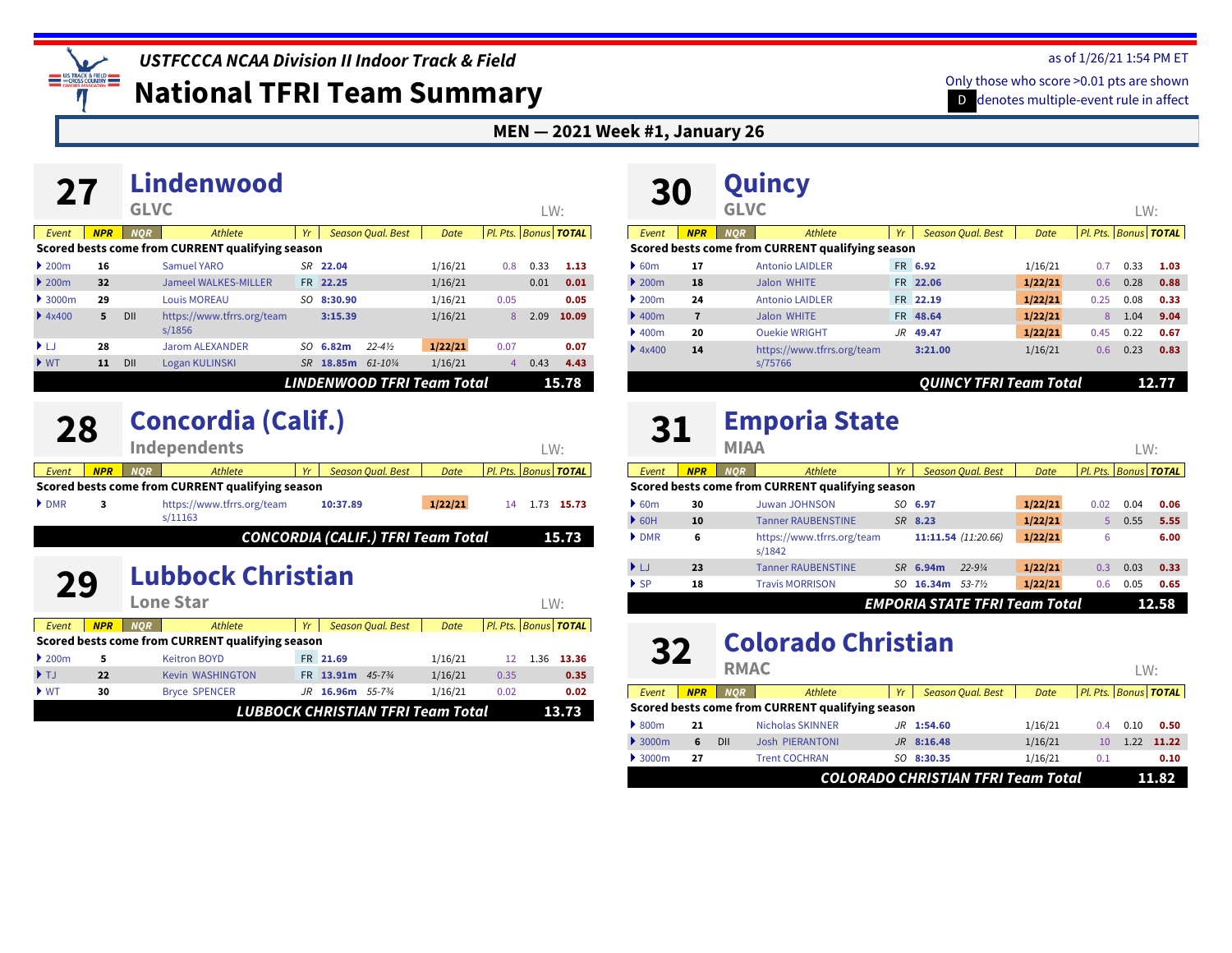USTFCCCA NCAA Division II Indoor Track & Field

# National TFRI Team Summary

as of 1/26/21 1:54 PM ET

Only those who score >0.01 pts are shown

D denotes multiple-event rule in affect

**MEN — 2021 Week #1, January 26**

## 27 Lindenwood

GLVC — LW:

| Event | NPR | NQR | Athlete | Yr | Season Qual. Best | | Date | Pl. Pts. | Bonus | TOTAL |
|---|---|---|---|---|---|---|---|---|---|---|
| Scored bests come from CURRENT qualifying season | | | | | | | | | | |
| 200m | 16 | | Samuel YARO | SR | 22.04 | | 1/16/21 | 0.8 | 0.33 | 1.13 |
| 200m | 32 | | Jameel WALKES-MILLER | FR | 22.25 | | 1/16/21 | | 0.01 | 0.01 |
| 3000m | 29 | | Louis MOREAU | SO | 8:30.90 | | 1/16/21 | 0.05 | | 0.05 |
| 4x400 | 5 | DII | https://www.tfrrs.org/teams/1856 | | 3:15.39 | | 1/16/21 | 8 | 2.09 | 10.09 |
| LJ | 28 | | Jarom ALEXANDER | SO | 6.82m | 22-4½ | 1/22/21 | 0.07 | | 0.07 |
| WT | 11 | DII | Logan KULINSKI | SR | 18.85m | 61-10¼ | 1/16/21 | 4 | 0.43 | 4.43 |
| **LINDENWOOD TFRI Team Total** | | | | | | | | | | **15.78** |

## 28 Concordia (Calif.)

Independents — LW:

| Event | NPR | NQR | Athlete | Yr | Season Qual. Best | | Date | Pl. Pts. | Bonus | TOTAL |
|---|---|---|---|---|---|---|---|---|---|---|
| Scored bests come from CURRENT qualifying season | | | | | | | | | | |
| DMR | 3 | | https://www.tfrrs.org/teams/11163 | | 10:37.89 | | 1/22/21 | 14 | 1.73 | 15.73 |
| **CONCORDIA (CALIF.) TFRI Team Total** | | | | | | | | | | **15.73** |

## 29 Lubbock Christian

Lone Star — LW:

| Event | NPR | NQR | Athlete | Yr | Season Qual. Best | | Date | Pl. Pts. | Bonus | TOTAL |
|---|---|---|---|---|---|---|---|---|---|---|
| Scored bests come from CURRENT qualifying season | | | | | | | | | | |
| 200m | 5 | | Keitron BOYD | FR | 21.69 | | 1/16/21 | 12 | 1.36 | 13.36 |
| TJ | 22 | | Kevin WASHINGTON | FR | 13.91m | 45-7¾ | 1/16/21 | 0.35 | | 0.35 |
| WT | 30 | | Bryce SPENCER | JR | 16.96m | 55-7¾ | 1/16/21 | 0.02 | | 0.02 |
| **LUBBOCK CHRISTIAN TFRI Team Total** | | | | | | | | | | **13.73** |

## 30 Quincy

GLVC — LW:

| Event | NPR | NQR | Athlete | Yr | Season Qual. Best | | Date | Pl. Pts. | Bonus | TOTAL |
|---|---|---|---|---|---|---|---|---|---|---|
| Scored bests come from CURRENT qualifying season | | | | | | | | | | |
| 60m | 17 | | Antonio LAIDLER | FR | 6.92 | | 1/16/21 | 0.7 | 0.33 | 1.03 |
| 200m | 18 | | Jalon WHITE | FR | 22.06 | | 1/22/21 | 0.6 | 0.28 | 0.88 |
| 200m | 24 | | Antonio LAIDLER | FR | 22.19 | | 1/22/21 | 0.25 | 0.08 | 0.33 |
| 400m | 7 | | Jalon WHITE | FR | 48.64 | | 1/22/21 | 8 | 1.04 | 9.04 |
| 400m | 20 | | Ouekie WRIGHT | JR | 49.47 | | 1/22/21 | 0.45 | 0.22 | 0.67 |
| 4x400 | 14 | | https://www.tfrrs.org/teams/75766 | | 3:21.00 | | 1/16/21 | 0.6 | 0.23 | 0.83 |
| **QUINCY TFRI Team Total** | | | | | | | | | | **12.77** |

## 31 Emporia State

MIAA — LW:

| Event | NPR | NQR | Athlete | Yr | Season Qual. Best | | Date | Pl. Pts. | Bonus | TOTAL |
|---|---|---|---|---|---|---|---|---|---|---|
| Scored bests come from CURRENT qualifying season | | | | | | | | | | |
| 60m | 30 | | Juwan JOHNSON | SO | 6.97 | | 1/22/21 | 0.02 | 0.04 | 0.06 |
| 60H | 10 | | Tanner RAUBENSTINE | SR | 8.23 | | 1/22/21 | 5 | 0.55 | 5.55 |
| DMR | 6 | | https://www.tfrrs.org/teams/1842 | | 11:11.54 | (11:20.66) | 1/22/21 | 6 | | 6.00 |
| LJ | 23 | | Tanner RAUBENSTINE | SR | 6.94m | 22-9¼ | 1/22/21 | 0.3 | 0.03 | 0.33 |
| SP | 18 | | Travis MORRISON | SO | 16.34m | 53-7½ | 1/22/21 | 0.6 | 0.05 | 0.65 |
| **EMPORIA STATE TFRI Team Total** | | | | | | | | | | **12.58** |

## 32 Colorado Christian

RMAC — LW:

| Event | NPR | NQR | Athlete | Yr | Season Qual. Best | | Date | Pl. Pts. | Bonus | TOTAL |
|---|---|---|---|---|---|---|---|---|---|---|
| Scored bests come from CURRENT qualifying season | | | | | | | | | | |
| 800m | 21 | | Nicholas SKINNER | JR | 1:54.60 | | 1/16/21 | 0.4 | 0.10 | 0.50 |
| 3000m | 6 | DII | Josh PIERANTONI | JR | 8:16.48 | | 1/16/21 | 10 | 1.22 | 11.22 |
| 3000m | 27 | | Trent COCHRAN | SO | 8:30.35 | | 1/16/21 | 0.1 | | 0.10 |
| **COLORADO CHRISTIAN TFRI Team Total** | | | | | | | | | | **11.82** |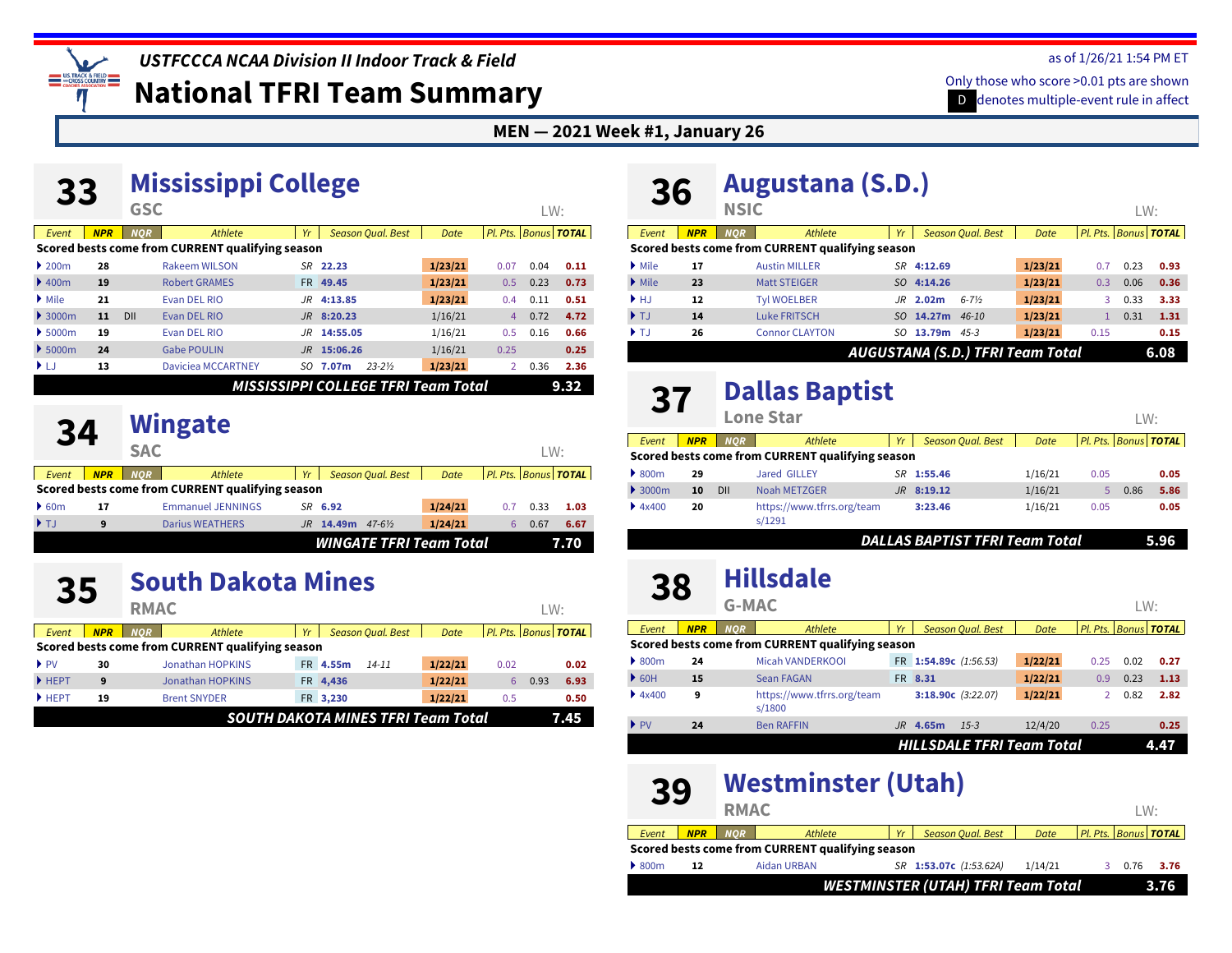USTFCCCA NCAA Division II Indoor Track & Field

# National TFRI Team Summary

as of 1/26/21 1:54 PM ET

Only those who score >0.01 pts are shown

D denotes multiple-event rule in affect

**MEN — 2021 Week #1, January 26**

## 33 Mississippi College

GSC — LW:

| Event | NPR | NQR | Athlete | Yr | Season Qual. Best | | Date | Pl. Pts. | Bonus | TOTAL |
|---|---|---|---|---|---|---|---|---|---|---|
| **Scored bests come from CURRENT qualifying season** | | | | | | | | | | |
| 200m | 28 | | Rakeem WILSON | SR | 22.23 | | 1/23/21 | 0.07 | 0.04 | 0.11 |
| 400m | 19 | | Robert GRAMES | FR | 49.45 | | 1/23/21 | 0.5 | 0.23 | 0.73 |
| Mile | 21 | | Evan DEL RIO | JR | 4:13.85 | | 1/23/21 | 0.4 | 0.11 | 0.51 |
| 3000m | 11 | DII | Evan DEL RIO | JR | 8:20.23 | | 1/16/21 | 4 | 0.72 | 4.72 |
| 5000m | 19 | | Evan DEL RIO | JR | 14:55.05 | | 1/16/21 | 0.5 | 0.16 | 0.66 |
| 5000m | 24 | | Gabe POULIN | JR | 15:06.26 | | 1/16/21 | 0.25 | | 0.25 |
| LJ | 13 | | Daviciea MCCARTNEY | SO | 7.07m | 23-2½ | 1/23/21 | 2 | 0.36 | 2.36 |
| **MISSISSIPPI COLLEGE TFRI Team Total** | | | | | | | | | | **9.32** |

## 34 Wingate

SAC — LW:

| Event | NPR | NQR | Athlete | Yr | Season Qual. Best | | Date | Pl. Pts. | Bonus | TOTAL |
|---|---|---|---|---|---|---|---|---|---|---|
| **Scored bests come from CURRENT qualifying season** | | | | | | | | | | |
| 60m | 17 | | Emmanuel JENNINGS | SR | 6.92 | | 1/24/21 | 0.7 | 0.33 | 1.03 |
| TJ | 9 | | Darius WEATHERS | JR | 14.49m | 47-6½ | 1/24/21 | 6 | 0.67 | 6.67 |
| **WINGATE TFRI Team Total** | | | | | | | | | | **7.70** |

## 35 South Dakota Mines

RMAC — LW:

| Event | NPR | NQR | Athlete | Yr | Season Qual. Best | | Date | Pl. Pts. | Bonus | TOTAL |
|---|---|---|---|---|---|---|---|---|---|---|
| **Scored bests come from CURRENT qualifying season** | | | | | | | | | | |
| PV | 30 | | Jonathan HOPKINS | FR | 4.55m | 14-11 | 1/22/21 | 0.02 | | 0.02 |
| HEPT | 9 | | Jonathan HOPKINS | FR | 4,436 | | 1/22/21 | 6 | 0.93 | 6.93 |
| HEPT | 19 | | Brent SNYDER | FR | 3,230 | | 1/22/21 | 0.5 | | 0.50 |
| **SOUTH DAKOTA MINES TFRI Team Total** | | | | | | | | | | **7.45** |

## 36 Augustana (S.D.)

NSIC — LW:

| Event | NPR | NQR | Athlete | Yr | Season Qual. Best | | Date | Pl. Pts. | Bonus | TOTAL |
|---|---|---|---|---|---|---|---|---|---|---|
| **Scored bests come from CURRENT qualifying season** | | | | | | | | | | |
| Mile | 17 | | Austin MILLER | SR | 4:12.69 | | 1/23/21 | 0.7 | 0.23 | 0.93 |
| Mile | 23 | | Matt STEIGER | SO | 4:14.26 | | 1/23/21 | 0.3 | 0.06 | 0.36 |
| HJ | 12 | | Tyl WOELBER | JR | 2.02m | 6-7½ | 1/23/21 | 3 | 0.33 | 3.33 |
| TJ | 14 | | Luke FRITSCH | SO | 14.27m | 46-10 | 1/23/21 | 1 | 0.31 | 1.31 |
| TJ | 26 | | Connor CLAYTON | SO | 13.79m | 45-3 | 1/23/21 | 0.15 | | 0.15 |
| **AUGUSTANA (S.D.) TFRI Team Total** | | | | | | | | | | **6.08** |

## 37 Dallas Baptist

Lone Star — LW:

| Event | NPR | NQR | Athlete | Yr | Season Qual. Best | | Date | Pl. Pts. | Bonus | TOTAL |
|---|---|---|---|---|---|---|---|---|---|---|
| **Scored bests come from CURRENT qualifying season** | | | | | | | | | | |
| 800m | 29 | | Jared GILLEY | SR | 1:55.46 | | 1/16/21 | 0.05 | | 0.05 |
| 3000m | 10 | DII | Noah METZGER | JR | 8:19.12 | | 1/16/21 | 5 | 0.86 | 5.86 |
| 4x400 | 20 | | https://www.tfrrs.org/teams/1291 | | 3:23.46 | | 1/16/21 | 0.05 | | 0.05 |
| **DALLAS BAPTIST TFRI Team Total** | | | | | | | | | | **5.96** |

## 38 Hillsdale

G-MAC — LW:

| Event | NPR | NQR | Athlete | Yr | Season Qual. Best | | Date | Pl. Pts. | Bonus | TOTAL |
|---|---|---|---|---|---|---|---|---|---|---|
| **Scored bests come from CURRENT qualifying season** | | | | | | | | | | |
| 800m | 24 | | Micah VANDERKOOI | FR | 1:54.89c | (1:56.53) | 1/22/21 | 0.25 | 0.02 | 0.27 |
| 60H | 15 | | Sean FAGAN | FR | 8.31 | | 1/22/21 | 0.9 | 0.23 | 1.13 |
| 4x400 | 9 | | https://www.tfrrs.org/teams/1800 | | 3:18.90c | (3:22.07) | 1/22/21 | 2 | 0.82 | 2.82 |
| PV | 24 | | Ben RAFFIN | JR | 4.65m | 15-3 | 12/4/20 | 0.25 | | 0.25 |
| **HILLSDALE TFRI Team Total** | | | | | | | | | | **4.47** |

## 39 Westminster (Utah)

RMAC — LW:

| Event | NPR | NQR | Athlete | Yr | Season Qual. Best | | Date | Pl. Pts. | Bonus | TOTAL |
|---|---|---|---|---|---|---|---|---|---|---|
| **Scored bests come from CURRENT qualifying season** | | | | | | | | | | |
| 800m | 12 | | Aidan URBAN | SR | 1:53.07c | (1:53.62A) | 1/14/21 | 3 | 0.76 | 3.76 |
| **WESTMINSTER (UTAH) TFRI Team Total** | | | | | | | | | | **3.76** |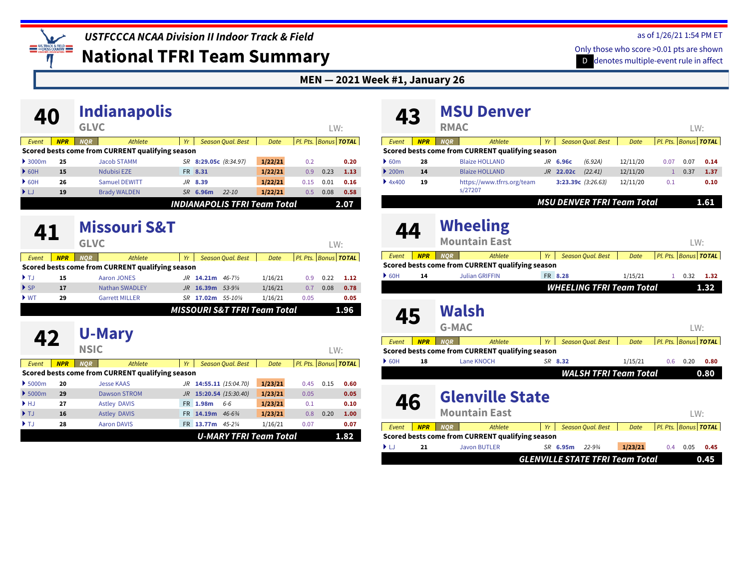*USTFCCCA NCAA Division II Indoor Track & Field*

# National TFRI Team Summary

as of 1/26/21 1:54 PM ET

Only those who score >0.01 pts are shown

D denotes multiple-event rule in affect

**MEN — 2021 Week #1, January 26**

## 40 Indianapolis

GLVC — LW:

| Event | NPR | NQR | Athlete | Yr | Season Qual. Best | | Date | Pl. Pts. | Bonus | TOTAL |
|---|---|---|---|---|---|---|---|---|---|---|
| **Scored bests come from CURRENT qualifying season** | | | | | | | | | | |
| 3000m | 25 | | Jacob STAMM | SR | 8:29.05c | (8:34.97) | 1/22/21 | 0.2 | | 0.20 |
| 60H | 15 | | Ndubisi EZE | FR | 8.31 | | 1/22/21 | 0.9 | 0.23 | 1.13 |
| 60H | 26 | | Samuel DEWITT | JR | 8.39 | | 1/22/21 | 0.15 | 0.01 | 0.16 |
| LJ | 19 | | Brady WALDEN | SR | 6.96m | 22-10 | 1/22/21 | 0.5 | 0.08 | 0.58 |
| | | | | | | | | | **INDIANAPOLIS TFRI Team Total** | **2.07** |

## 41 Missouri S&T

GLVC — LW:

| Event | NPR | NQR | Athlete | Yr | Season Qual. Best | | Date | Pl. Pts. | Bonus | TOTAL |
|---|---|---|---|---|---|---|---|---|---|---|
| **Scored bests come from CURRENT qualifying season** | | | | | | | | | | |
| TJ | 15 | | Aaron JONES | JR | 14.21m | 46-7½ | 1/16/21 | 0.9 | 0.22 | 1.12 |
| SP | 17 | | Nathan SWADLEY | JR | 16.39m | 53-9¼ | 1/16/21 | 0.7 | 0.08 | 0.78 |
| WT | 29 | | Garrett MILLER | SR | 17.02m | 55-10¼ | 1/16/21 | 0.05 | | 0.05 |
| | | | | | | | | | **MISSOURI S&T TFRI Team Total** | **1.96** |

## 42 U-Mary

NSIC — LW:

| Event | NPR | NQR | Athlete | Yr | Season Qual. Best | | Date | Pl. Pts. | Bonus | TOTAL |
|---|---|---|---|---|---|---|---|---|---|---|
| **Scored bests come from CURRENT qualifying season** | | | | | | | | | | |
| 5000m | 20 | | Jesse KAAS | JR | 14:55.11 | (15:04.70) | 1/23/21 | 0.45 | 0.15 | 0.60 |
| 5000m | 29 | | Dawson STROM | JR | 15:20.54 | (15:30.40) | 1/23/21 | 0.05 | | 0.05 |
| HJ | 27 | | Astley DAVIS | FR | 1.98m | 6-6 | 1/23/21 | 0.1 | | 0.10 |
| TJ | 16 | | Astley DAVIS | FR | 14.19m | 46-6¾ | 1/23/21 | 0.8 | 0.20 | 1.00 |
| TJ | 28 | | Aaron DAVIS | FR | 13.77m | 45-2¼ | 1/16/21 | 0.07 | | 0.07 |
| | | | | | | | | | **U-MARY TFRI Team Total** | **1.82** |

## 43 MSU Denver

RMAC — LW:

| Event | NPR | NQR | Athlete | Yr | Season Qual. Best | | Date | Pl. Pts. | Bonus | TOTAL |
|---|---|---|---|---|---|---|---|---|---|---|
| **Scored bests come from CURRENT qualifying season** | | | | | | | | | | |
| 60m | 28 | | Blaize HOLLAND | JR | 6.96c | (6.92A) | 12/11/20 | 0.07 | 0.07 | 0.14 |
| 200m | 14 | | Blaize HOLLAND | JR | 22.02c | (22.41) | 12/11/20 | 1 | 0.37 | 1.37 |
| 4x400 | 19 | | https://www.tfrrs.org/teams/27207 | | 3:23.39c | (3:26.63) | 12/11/20 | 0.1 | | 0.10 |
| | | | | | | | | | **MSU DENVER TFRI Team Total** | **1.61** |

## 44 Wheeling

Mountain East — LW:

| Event | NPR | NQR | Athlete | Yr | Season Qual. Best | | Date | Pl. Pts. | Bonus | TOTAL |
|---|---|---|---|---|---|---|---|---|---|---|
| **Scored bests come from CURRENT qualifying season** | | | | | | | | | | |
| 60H | 14 | | Julian GRIFFIN | FR | 8.28 | | 1/15/21 | 1 | 0.32 | 1.32 |
| | | | | | | | | | **WHEELING TFRI Team Total** | **1.32** |

## 45 Walsh

G-MAC — LW:

| Event | NPR | NQR | Athlete | Yr | Season Qual. Best | | Date | Pl. Pts. | Bonus | TOTAL |
|---|---|---|---|---|---|---|---|---|---|---|
| **Scored bests come from CURRENT qualifying season** | | | | | | | | | | |
| 60H | 18 | | Lane KNOCH | SR | 8.32 | | 1/15/21 | 0.6 | 0.20 | 0.80 |
| | | | | | | | | | **WALSH TFRI Team Total** | **0.80** |

## 46 Glenville State

Mountain East — LW:

| Event | NPR | NQR | Athlete | Yr | Season Qual. Best | | Date | Pl. Pts. | Bonus | TOTAL |
|---|---|---|---|---|---|---|---|---|---|---|
| **Scored bests come from CURRENT qualifying season** | | | | | | | | | | |
| LJ | 21 | | Javon BUTLER | SR | 6.95m | 22-9¾ | 1/23/21 | 0.4 | 0.05 | 0.45 |
| | | | | | | | | | **GLENVILLE STATE TFRI Team Total** | **0.45** |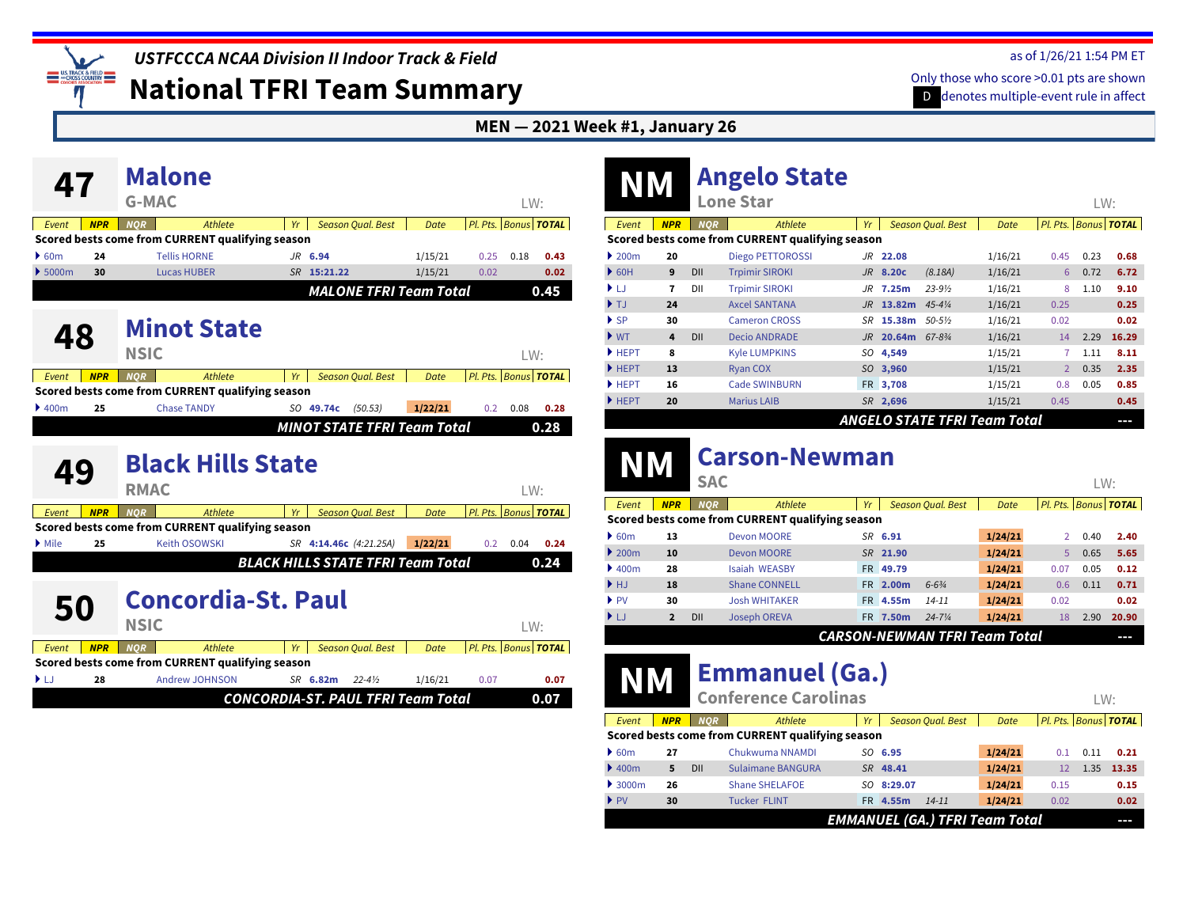# USTFCCCA NCAA Division II Indoor Track & Field

## National TFRI Team Summary

as of 1/26/21 1:54 PM ET

Only those who score >0.01 pts are shown

D denotes multiple-event rule in affect

**MEN — 2021 Week #1, January 26**

## 47 Malone

G-MAC — LW:

| Event | NPR | NQR | Athlete | Yr | Season Qual. Best | | Date | Pl. Pts. | Bonus | TOTAL |
|---|---|---|---|---|---|---|---|---|---|---|
| **Scored bests come from CURRENT qualifying season** | | | | | | | | | | |
| 60m | 24 | | Tellis HORNE | JR | 6.94 | | 1/15/21 | 0.25 | 0.18 | 0.43 |
| 5000m | 30 | | Lucas HUBER | SR | 15:21.22 | | 1/15/21 | 0.02 | | 0.02 |
| | | | | | | | **MALONE TFRI Team Total** | | | **0.45** |

## 48 Minot State

NSIC — LW:

| Event | NPR | NQR | Athlete | Yr | Season Qual. Best | | Date | Pl. Pts. | Bonus | TOTAL |
|---|---|---|---|---|---|---|---|---|---|---|
| **Scored bests come from CURRENT qualifying season** | | | | | | | | | | |
| 400m | 25 | | Chase TANDY | SO | 49.74c | (50.53) | 1/22/21 | 0.2 | 0.08 | 0.28 |
| | | | | | | | **MINOT STATE TFRI Team Total** | | | **0.28** |

## 49 Black Hills State

RMAC — LW:

| Event | NPR | NQR | Athlete | Yr | Season Qual. Best | | Date | Pl. Pts. | Bonus | TOTAL |
|---|---|---|---|---|---|---|---|---|---|---|
| **Scored bests come from CURRENT qualifying season** | | | | | | | | | | |
| Mile | 25 | | Keith OSOWSKI | SR | 4:14.46c | (4:21.25A) | 1/22/21 | 0.2 | 0.04 | 0.24 |
| | | | | | | | **BLACK HILLS STATE TFRI Team Total** | | | **0.24** |

## 50 Concordia-St. Paul

NSIC — LW:

| Event | NPR | NQR | Athlete | Yr | Season Qual. Best | | Date | Pl. Pts. | Bonus | TOTAL |
|---|---|---|---|---|---|---|---|---|---|---|
| **Scored bests come from CURRENT qualifying season** | | | | | | | | | | |
| LJ | 28 | | Andrew JOHNSON | SR | 6.82m | 22-4½ | 1/16/21 | 0.07 | | 0.07 |
| | | | | | | | **CONCORDIA-ST. PAUL TFRI Team Total** | | | **0.07** |

## NM Angelo State

Lone Star — LW:

| Event | NPR | NQR | Athlete | Yr | Season Qual. Best | | Date | Pl. Pts. | Bonus | TOTAL |
|---|---|---|---|---|---|---|---|---|---|---|
| **Scored bests come from CURRENT qualifying season** | | | | | | | | | | |
| 200m | 20 | | Diego PETTOROSSI | JR | 22.08 | | 1/16/21 | 0.45 | 0.23 | 0.68 |
| 60H | 9 | DII | Trpimir SIROKI | JR | 8.20c | (8.18A) | 1/16/21 | 6 | 0.72 | 6.72 |
| LJ | 7 | DII | Trpimir SIROKI | JR | 7.25m | 23-9½ | 1/16/21 | 8 | 1.10 | 9.10 |
| TJ | 24 | | Axcel SANTANA | JR | 13.82m | 45-4¼ | 1/16/21 | 0.25 | | 0.25 |
| SP | 30 | | Cameron CROSS | SR | 15.38m | 50-5½ | 1/16/21 | 0.02 | | 0.02 |
| WT | 4 | DII | Decio ANDRADE | JR | 20.64m | 67-8¾ | 1/16/21 | 14 | 2.29 | 16.29 |
| HEPT | 8 | | Kyle LUMPKINS | SO | 4,549 | | 1/15/21 | 7 | 1.11 | 8.11 |
| HEPT | 13 | | Ryan COX | SO | 3,960 | | 1/15/21 | 2 | 0.35 | 2.35 |
| HEPT | 16 | | Cade SWINBURN | FR | 3,708 | | 1/15/21 | 0.8 | 0.05 | 0.85 |
| HEPT | 20 | | Marius LAIB | SR | 2,696 | | 1/15/21 | 0.45 | | 0.45 |
| | | | | | | | **ANGELO STATE TFRI Team Total** | | | **---** |

## NM Carson-Newman

SAC — LW:

| Event | NPR | NQR | Athlete | Yr | Season Qual. Best | | Date | Pl. Pts. | Bonus | TOTAL |
|---|---|---|---|---|---|---|---|---|---|---|
| **Scored bests come from CURRENT qualifying season** | | | | | | | | | | |
| 60m | 13 | | Devon MOORE | SR | 6.91 | | 1/24/21 | 2 | 0.40 | 2.40 |
| 200m | 10 | | Devon MOORE | SR | 21.90 | | 1/24/21 | 5 | 0.65 | 5.65 |
| 400m | 28 | | Isaiah WEASBY | FR | 49.79 | | 1/24/21 | 0.07 | 0.05 | 0.12 |
| HJ | 18 | | Shane CONNELL | FR | 2.00m | 6-6¾ | 1/24/21 | 0.6 | 0.11 | 0.71 |
| PV | 30 | | Josh WHITAKER | FR | 4.55m | 14-11 | 1/24/21 | 0.02 | | 0.02 |
| LJ | 2 | DII | Joseph OREVA | FR | 7.50m | 24-7¼ | 1/24/21 | 18 | 2.90 | 20.90 |
| | | | | | | | **CARSON-NEWMAN TFRI Team Total** | | | **---** |

## NM Emmanuel (Ga.)

Conference Carolinas — LW:

| Event | NPR | NQR | Athlete | Yr | Season Qual. Best | | Date | Pl. Pts. | Bonus | TOTAL |
|---|---|---|---|---|---|---|---|---|---|---|
| **Scored bests come from CURRENT qualifying season** | | | | | | | | | | |
| 60m | 27 | | Chukwuma NNAMDI | SO | 6.95 | | 1/24/21 | 0.1 | 0.11 | 0.21 |
| 400m | 5 | DII | Sulaimane BANGURA | SR | 48.41 | | 1/24/21 | 12 | 1.35 | 13.35 |
| 3000m | 26 | | Shane SHELAFOE | SO | 8:29.07 | | 1/24/21 | 0.15 | | 0.15 |
| PV | 30 | | Tucker FLINT | FR | 4.55m | 14-11 | 1/24/21 | 0.02 | | 0.02 |
| | | | | | | | **EMMANUEL (GA.) TFRI Team Total** | | | **---** |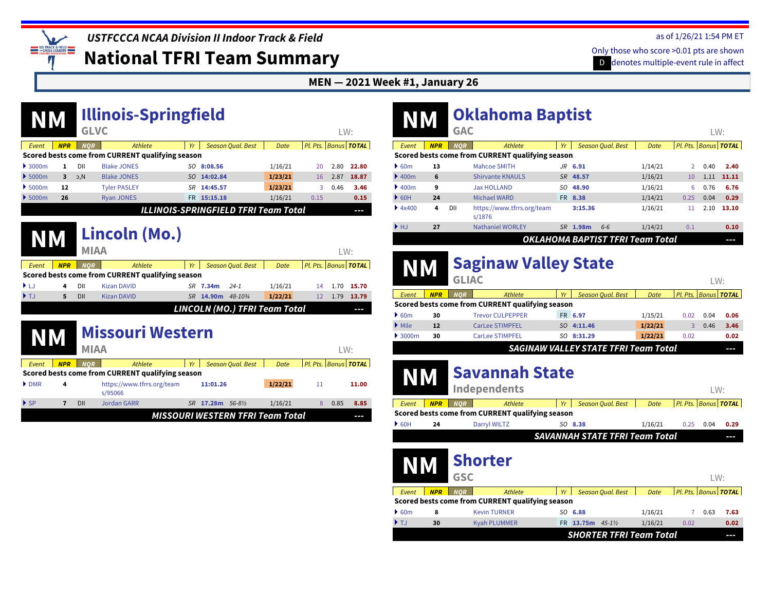*USTFCCCA NCAA Division II Indoor Track & Field*

# National TFRI Team Summary

as of 1/26/21 1:54 PM ET

Only those who score >0.01 pts are shown

D denotes multiple-event rule in affect

**MEN — 2021 Week #1, January 26**

## NM Illinois-Springfield

GLVC

LW:

| Event | NPR | NQR | Athlete | Yr | Season Qual. Best | | Date | Pl. Pts. | Bonus | TOTAL |
|---|---|---|---|---|---|---|---|---|---|---|
| **Scored bests come from CURRENT qualifying season** | | | | | | | | | | |
| 3000m | 1 | DII | Blake JONES | SO | 8:08.56 | | 1/16/21 | 20 | 2.80 | 22.80 |
| 5000m | 3 | ɔ,N | Blake JONES | SO | 14:02.84 | | 1/23/21 | 16 | 2.87 | 18.87 |
| 5000m | 12 | | Tyler PASLEY | SR | 14:45.57 | | 1/23/21 | 3 | 0.46 | 3.46 |
| 5000m | 26 | | Ryan JONES | FR | 15:15.18 | | 1/16/21 | 0.15 | | 0.15 |
| **ILLINOIS-SPRINGFIELD TFRI Team Total** | | | | | | | | | | --- |

## NM Lincoln (Mo.)

MIAA

LW:

| Event | NPR | NQR | Athlete | Yr | Season Qual. Best | | Date | Pl. Pts. | Bonus | TOTAL |
|---|---|---|---|---|---|---|---|---|---|---|
| **Scored bests come from CURRENT qualifying season** | | | | | | | | | | |
| LJ | 4 | DII | Kizan DAVID | SR | 7.34m | 24-1 | 1/16/21 | 14 | 1.70 | 15.70 |
| TJ | 5 | DII | Kizan DAVID | SR | 14.90m | 48-10¾ | 1/22/21 | 12 | 1.79 | 13.79 |
| **LINCOLN (MO.) TFRI Team Total** | | | | | | | | | | --- |

## NM Missouri Western

MIAA

LW:

| Event | NPR | NQR | Athlete | Yr | Season Qual. Best | | Date | Pl. Pts. | Bonus | TOTAL |
|---|---|---|---|---|---|---|---|---|---|---|
| **Scored bests come from CURRENT qualifying season** | | | | | | | | | | |
| DMR | 4 | | https://www.tfrrs.org/teams/95066 | | 11:01.26 | | 1/22/21 | 11 | | 11.00 |
| SP | 7 | DII | Jordan GARR | SR | 17.28m | 56-8½ | 1/16/21 | 8 | 0.85 | 8.85 |
| **MISSOURI WESTERN TFRI Team Total** | | | | | | | | | | --- |

## NM Oklahoma Baptist

GAC

LW:

| Event | NPR | NQR | Athlete | Yr | Season Qual. Best | | Date | Pl. Pts. | Bonus | TOTAL |
|---|---|---|---|---|---|---|---|---|---|---|
| **Scored bests come from CURRENT qualifying season** | | | | | | | | | | |
| 60m | 13 | | Mahcoe SMITH | JR | 6.91 | | 1/14/21 | 2 | 0.40 | 2.40 |
| 400m | 6 | | Shirvante KNAULS | SR | 48.57 | | 1/16/21 | 10 | 1.11 | 11.11 |
| 400m | 9 | | Jax HOLLAND | SO | 48.90 | | 1/16/21 | 6 | 0.76 | 6.76 |
| 60H | 24 | | Michael WARD | FR | 8.38 | | 1/14/21 | 0.25 | 0.04 | 0.29 |
| 4x400 | 4 | DII | https://www.tfrrs.org/teams/1876 | | 3:15.36 | | 1/16/21 | 11 | 2.10 | 13.10 |
| HJ | 27 | | Nathaniel WORLEY | SR | 1.98m | 6-6 | 1/14/21 | 0.1 | | 0.10 |
| **OKLAHOMA BAPTIST TFRI Team Total** | | | | | | | | | | --- |

## NM Saginaw Valley State

GLIAC

LW:

| Event | NPR | NQR | Athlete | Yr | Season Qual. Best | | Date | Pl. Pts. | Bonus | TOTAL |
|---|---|---|---|---|---|---|---|---|---|---|
| **Scored bests come from CURRENT qualifying season** | | | | | | | | | | |
| 60m | 30 | | Trevor CULPEPPER | FR | 6.97 | | 1/15/21 | 0.02 | 0.04 | 0.06 |
| Mile | 12 | | CarLee STIMPFEL | SO | 4:11.46 | | 1/22/21 | 3 | 0.46 | 3.46 |
| 3000m | 30 | | CarLee STIMPFEL | SO | 8:31.29 | | 1/22/21 | 0.02 | | 0.02 |
| **SAGINAW VALLEY STATE TFRI Team Total** | | | | | | | | | | --- |

## NM Savannah State

Independents

LW:

| Event | NPR | NQR | Athlete | Yr | Season Qual. Best | | Date | Pl. Pts. | Bonus | TOTAL |
|---|---|---|---|---|---|---|---|---|---|---|
| **Scored bests come from CURRENT qualifying season** | | | | | | | | | | |
| 60H | 24 | | Darryl WILTZ | SO | 8.38 | | 1/16/21 | 0.25 | 0.04 | 0.29 |
| **SAVANNAH STATE TFRI Team Total** | | | | | | | | | | --- |

## NM Shorter

GSC

LW:

| Event | NPR | NQR | Athlete | Yr | Season Qual. Best | | Date | Pl. Pts. | Bonus | TOTAL |
|---|---|---|---|---|---|---|---|---|---|---|
| **Scored bests come from CURRENT qualifying season** | | | | | | | | | | |
| 60m | 8 | | Kevin TURNER | SO | 6.88 | | 1/16/21 | 7 | 0.63 | 7.63 |
| TJ | 30 | | Kyah PLUMMER | FR | 13.75m | 45-1½ | 1/16/21 | 0.02 | | 0.02 |
| **SHORTER TFRI Team Total** | | | | | | | | | | --- |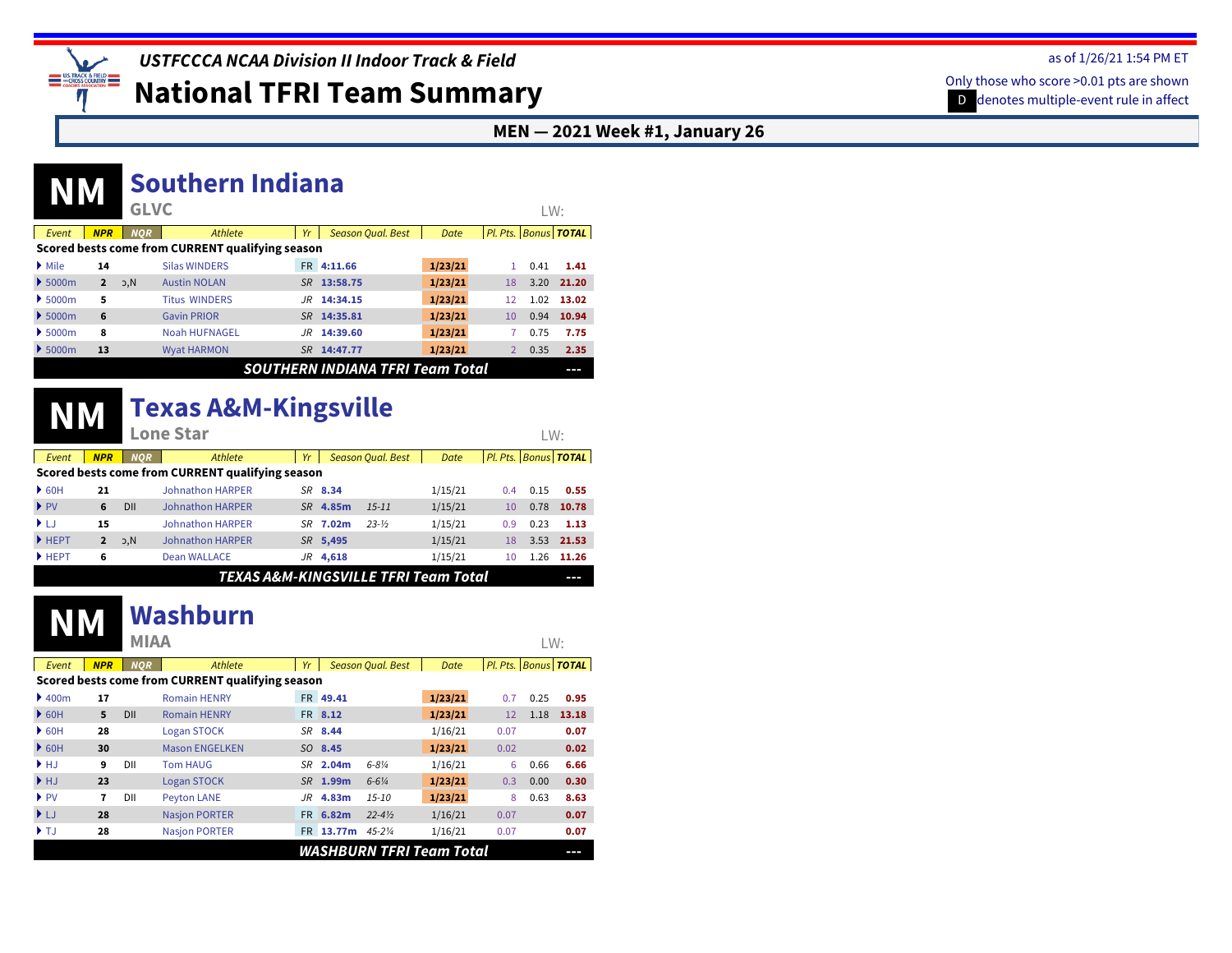*USTFCCCA NCAA Division II Indoor Track & Field*

# National TFRI Team Summary

as of 1/26/21 1:54 PM ET

Only those who score >0.01 pts are shown

D denotes multiple-event rule in affect

**MEN — 2021 Week #1, January 26**

## NM Southern Indiana

GLVC

LW:

| Event | NPR | NQR | Athlete | Yr | Season Qual. Best | | Date | Pl. Pts. | Bonus | TOTAL |
|---|---|---|---|---|---|---|---|---|---|---|
| **Scored bests come from CURRENT qualifying season** | | | | | | | | | | |
| Mile | 14 | | Silas WINDERS | FR | 4:11.66 | | 1/23/21 | 1 | 0.41 | 1.41 |
| 5000m | 2 | ɔ,N | Austin NOLAN | SR | 13:58.75 | | 1/23/21 | 18 | 3.20 | 21.20 |
| 5000m | 5 | | Titus WINDERS | JR | 14:34.15 | | 1/23/21 | 12 | 1.02 | 13.02 |
| 5000m | 6 | | Gavin PRIOR | SR | 14:35.81 | | 1/23/21 | 10 | 0.94 | 10.94 |
| 5000m | 8 | | Noah HUFNAGEL | JR | 14:39.60 | | 1/23/21 | 7 | 0.75 | 7.75 |
| 5000m | 13 | | Wyat HARMON | SR | 14:47.77 | | 1/23/21 | 2 | 0.35 | 2.35 |
| **SOUTHERN INDIANA TFRI Team Total** | | | | | | | | | | --- |

## NM Texas A&M-Kingsville

Lone Star

LW:

| Event | NPR | NQR | Athlete | Yr | Season Qual. Best | | Date | Pl. Pts. | Bonus | TOTAL |
|---|---|---|---|---|---|---|---|---|---|---|
| **Scored bests come from CURRENT qualifying season** | | | | | | | | | | |
| 60H | 21 | | Johnathon HARPER | SR | 8.34 | | 1/15/21 | 0.4 | 0.15 | 0.55 |
| PV | 6 | DII | Johnathon HARPER | SR | 4.85m | 15-11 | 1/15/21 | 10 | 0.78 | 10.78 |
| LJ | 15 | | Johnathon HARPER | SR | 7.02m | 23-½ | 1/15/21 | 0.9 | 0.23 | 1.13 |
| HEPT | 2 | ɔ,N | Johnathon HARPER | SR | 5,495 | | 1/15/21 | 18 | 3.53 | 21.53 |
| HEPT | 6 | | Dean WALLACE | JR | 4,618 | | 1/15/21 | 10 | 1.26 | 11.26 |
| **TEXAS A&M-KINGSVILLE TFRI Team Total** | | | | | | | | | | --- |

## NM Washburn

MIAA

LW:

| Event | NPR | NQR | Athlete | Yr | Season Qual. Best | | Date | Pl. Pts. | Bonus | TOTAL |
|---|---|---|---|---|---|---|---|---|---|---|
| **Scored bests come from CURRENT qualifying season** | | | | | | | | | | |
| 400m | 17 | | Romain HENRY | FR | 49.41 | | 1/23/21 | 0.7 | 0.25 | 0.95 |
| 60H | 5 | DII | Romain HENRY | FR | 8.12 | | 1/23/21 | 12 | 1.18 | 13.18 |
| 60H | 28 | | Logan STOCK | SR | 8.44 | | 1/16/21 | 0.07 | | 0.07 |
| 60H | 30 | | Mason ENGELKEN | SO | 8.45 | | 1/23/21 | 0.02 | | 0.02 |
| HJ | 9 | DII | Tom HAUG | SR | 2.04m | 6-8¼ | 1/16/21 | 6 | 0.66 | 6.66 |
| HJ | 23 | | Logan STOCK | SR | 1.99m | 6-6¼ | 1/23/21 | 0.3 | 0.00 | 0.30 |
| PV | 7 | DII | Peyton LANE | JR | 4.83m | 15-10 | 1/23/21 | 8 | 0.63 | 8.63 |
| LJ | 28 | | Nasjon PORTER | FR | 6.82m | 22-4½ | 1/16/21 | 0.07 | | 0.07 |
| TJ | 28 | | Nasjon PORTER | FR | 13.77m | 45-2¼ | 1/16/21 | 0.07 | | 0.07 |
| **WASHBURN TFRI Team Total** | | | | | | | | | | --- |